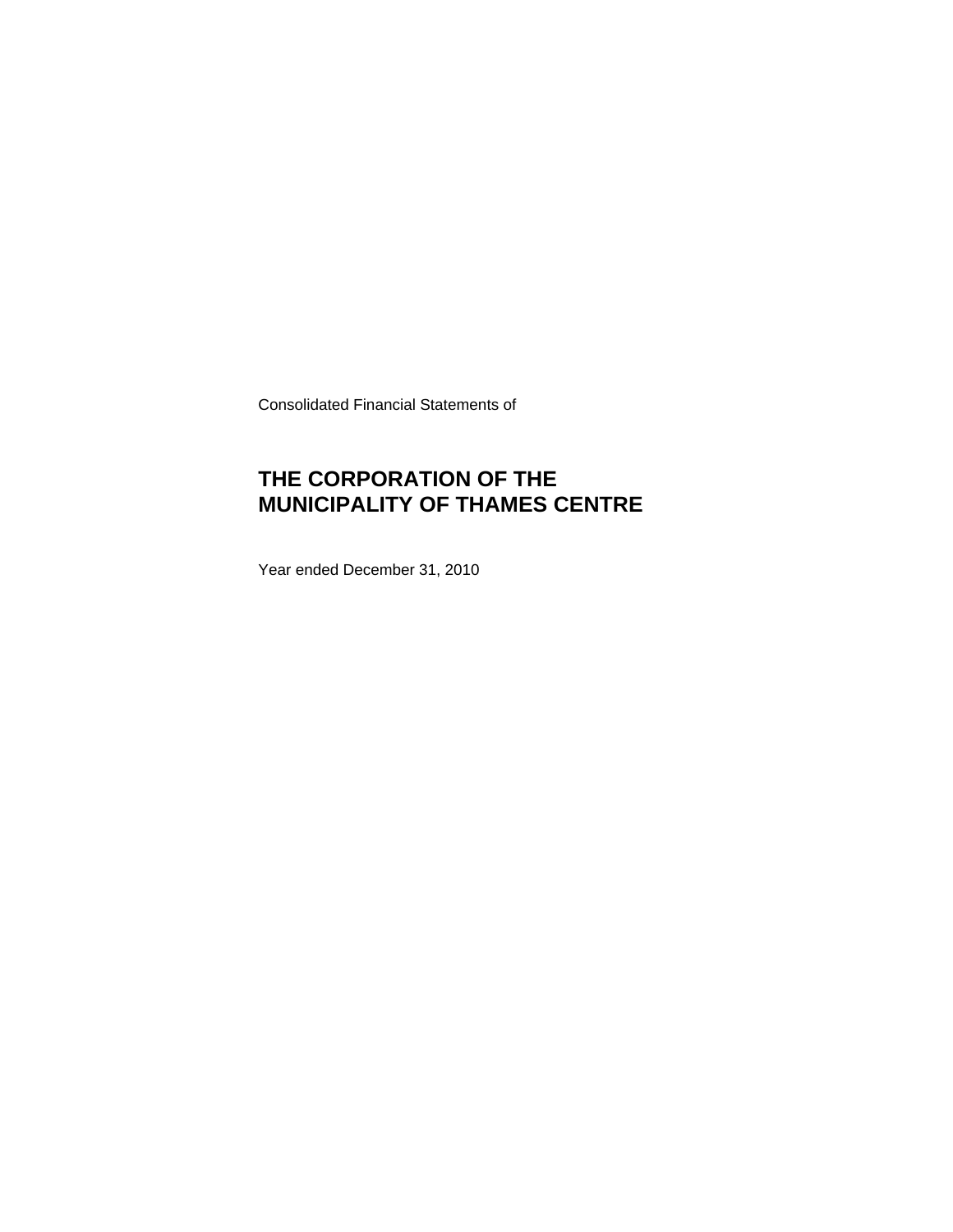Consolidated Financial Statements of

# THE CORPORATION OF THE MUNICIPALITY OF THAMES CENTRE

Year ended December 31, 2010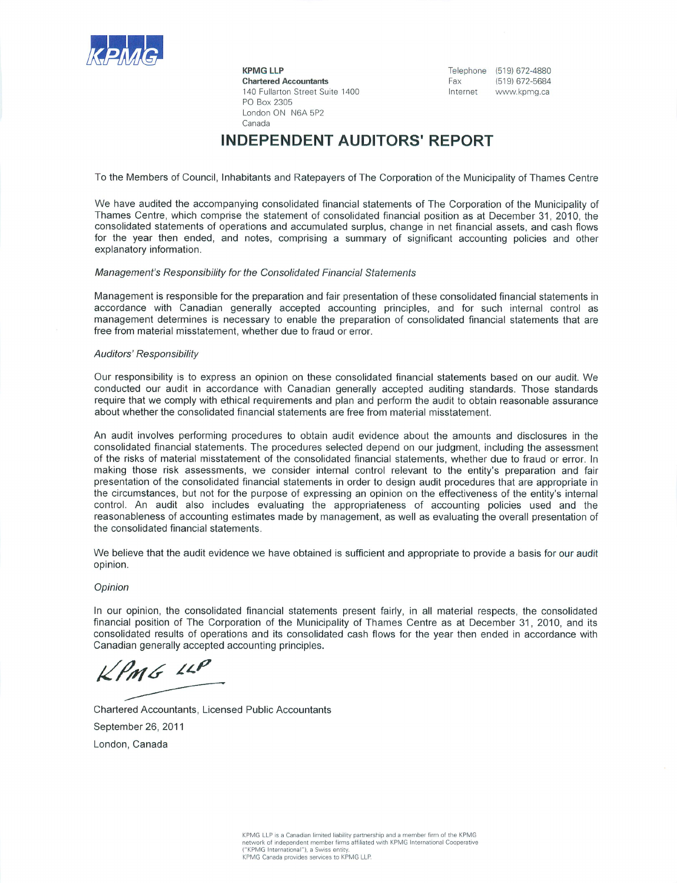**KPMG LLP**
**Chartered Accountants**
140 Fullarton Street Suite 1400
PO Box 2305
London ON N6A 5P2
Canada

Telephone (519) 672-4880
Fax (519) 672-5684
Internet www.kpmg.ca

# INDEPENDENT AUDITORS' REPORT

To the Members of Council, Inhabitants and Ratepayers of The Corporation of the Municipality of Thames Centre

We have audited the accompanying consolidated financial statements of The Corporation of the Municipality of Thames Centre, which comprise the statement of consolidated financial position as at December 31, 2010, the consolidated statements of operations and accumulated surplus, change in net financial assets, and cash flows for the year then ended, and notes, comprising a summary of significant accounting policies and other explanatory information.

*Management's Responsibility for the Consolidated Financial Statements*

Management is responsible for the preparation and fair presentation of these consolidated financial statements in accordance with Canadian generally accepted accounting principles, and for such internal control as management determines is necessary to enable the preparation of consolidated financial statements that are free from material misstatement, whether due to fraud or error.

*Auditors' Responsibility*

Our responsibility is to express an opinion on these consolidated financial statements based on our audit. We conducted our audit in accordance with Canadian generally accepted auditing standards. Those standards require that we comply with ethical requirements and plan and perform the audit to obtain reasonable assurance about whether the consolidated financial statements are free from material misstatement.

An audit involves performing procedures to obtain audit evidence about the amounts and disclosures in the consolidated financial statements. The procedures selected depend on our judgment, including the assessment of the risks of material misstatement of the consolidated financial statements, whether due to fraud or error. In making those risk assessments, we consider internal control relevant to the entity's preparation and fair presentation of the consolidated financial statements in order to design audit procedures that are appropriate in the circumstances, but not for the purpose of expressing an opinion on the effectiveness of the entity's internal control. An audit also includes evaluating the appropriateness of accounting policies used and the reasonableness of accounting estimates made by management, as well as evaluating the overall presentation of the consolidated financial statements.

We believe that the audit evidence we have obtained is sufficient and appropriate to provide a basis for our audit opinion.

*Opinion*

In our opinion, the consolidated financial statements present fairly, in all material respects, the consolidated financial position of The Corporation of the Municipality of Thames Centre as at December 31, 2010, and its consolidated results of operations and its consolidated cash flows for the year then ended in accordance with Canadian generally accepted accounting principles.

KPMG LLP

Chartered Accountants, Licensed Public Accountants

September 26, 2011

London, Canada

KPMG LLP is a Canadian limited liability partnership and a member firm of the KPMG network of independent member firms affiliated with KPMG International Cooperative ("KPMG International"), a Swiss entity.
KPMG Canada provides services to KPMG LLP.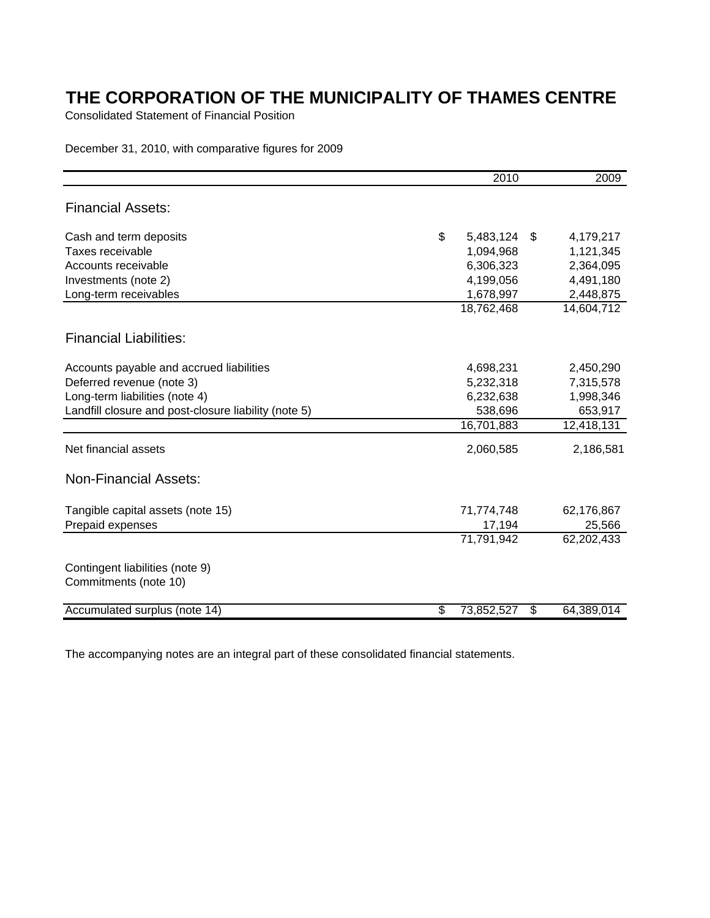# THE CORPORATION OF THE MUNICIPALITY OF THAMES CENTRE

Consolidated Statement of Financial Position

December 31, 2010, with comparative figures for 2009

| | 2010 | 2009 |
|---|---|---|
| **Financial Assets:** | | |
| Cash and term deposits | $ 5,483,124 | $ 4,179,217 |
| Taxes receivable | 1,094,968 | 1,121,345 |
| Accounts receivable | 6,306,323 | 2,364,095 |
| Investments (note 2) | 4,199,056 | 4,491,180 |
| Long-term receivables | 1,678,997 | 2,448,875 |
| | 18,762,468 | 14,604,712 |
| **Financial Liabilities:** | | |
| Accounts payable and accrued liabilities | 4,698,231 | 2,450,290 |
| Deferred revenue (note 3) | 5,232,318 | 7,315,578 |
| Long-term liabilities (note 4) | 6,232,638 | 1,998,346 |
| Landfill closure and post-closure liability (note 5) | 538,696 | 653,917 |
| | 16,701,883 | 12,418,131 |
| Net financial assets | 2,060,585 | 2,186,581 |
| **Non-Financial Assets:** | | |
| Tangible capital assets (note 15) | 71,774,748 | 62,176,867 |
| Prepaid expenses | 17,194 | 25,566 |
| | 71,791,942 | 62,202,433 |
| Contingent liabilities (note 9) | | |
| Commitments (note 10) | | |
| Accumulated surplus (note 14) | $ 73,852,527 | $ 64,389,014 |

The accompanying notes are an integral part of these consolidated financial statements.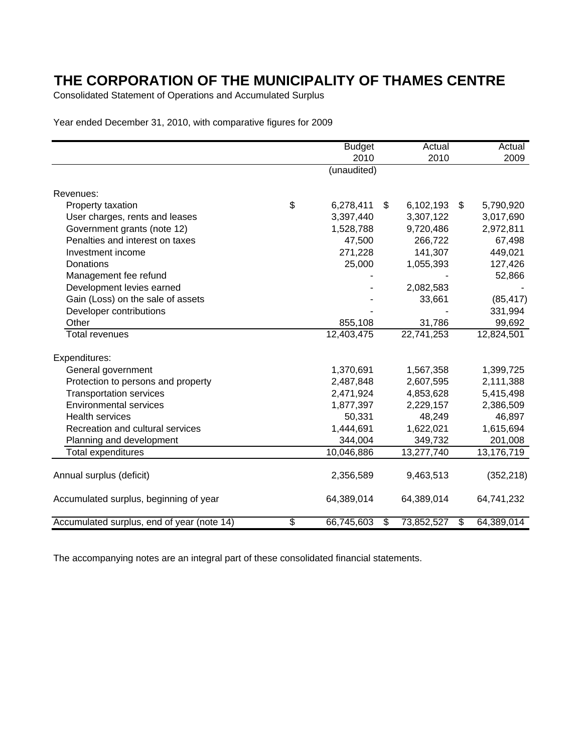# THE CORPORATION OF THE MUNICIPALITY OF THAMES CENTRE

Consolidated Statement of Operations and Accumulated Surplus

Year ended December 31, 2010, with comparative figures for 2009

| | Budget 2010 (unaudited) | Actual 2010 | Actual 2009 |
|---|---|---|---|
| **Revenues:** | | | |
| Property taxation | $ 6,278,411 | $ 6,102,193 | $ 5,790,920 |
| User charges, rents and leases | 3,397,440 | 3,307,122 | 3,017,690 |
| Government grants (note 12) | 1,528,788 | 9,720,486 | 2,972,811 |
| Penalties and interest on taxes | 47,500 | 266,722 | 67,498 |
| Investment income | 271,228 | 141,307 | 449,021 |
| Donations | 25,000 | 1,055,393 | 127,426 |
| Management fee refund | - | - | 52,866 |
| Development levies earned | - | 2,082,583 | - |
| Gain (Loss) on the sale of assets | - | 33,661 | (85,417) |
| Developer contributions | - | - | 331,994 |
| Other | 855,108 | 31,786 | 99,692 |
| Total revenues | 12,403,475 | 22,741,253 | 12,824,501 |
| **Expenditures:** | | | |
| General government | 1,370,691 | 1,567,358 | 1,399,725 |
| Protection to persons and property | 2,487,848 | 2,607,595 | 2,111,388 |
| Transportation services | 2,471,924 | 4,853,628 | 5,415,498 |
| Environmental services | 1,877,397 | 2,229,157 | 2,386,509 |
| Health services | 50,331 | 48,249 | 46,897 |
| Recreation and cultural services | 1,444,691 | 1,622,021 | 1,615,694 |
| Planning and development | 344,004 | 349,732 | 201,008 |
| Total expenditures | 10,046,886 | 13,277,740 | 13,176,719 |
| Annual surplus (deficit) | 2,356,589 | 9,463,513 | (352,218) |
| Accumulated surplus, beginning of year | 64,389,014 | 64,389,014 | 64,741,232 |
| Accumulated surplus, end of year (note 14) | $ 66,745,603 | $ 73,852,527 | $ 64,389,014 |

The accompanying notes are an integral part of these consolidated financial statements.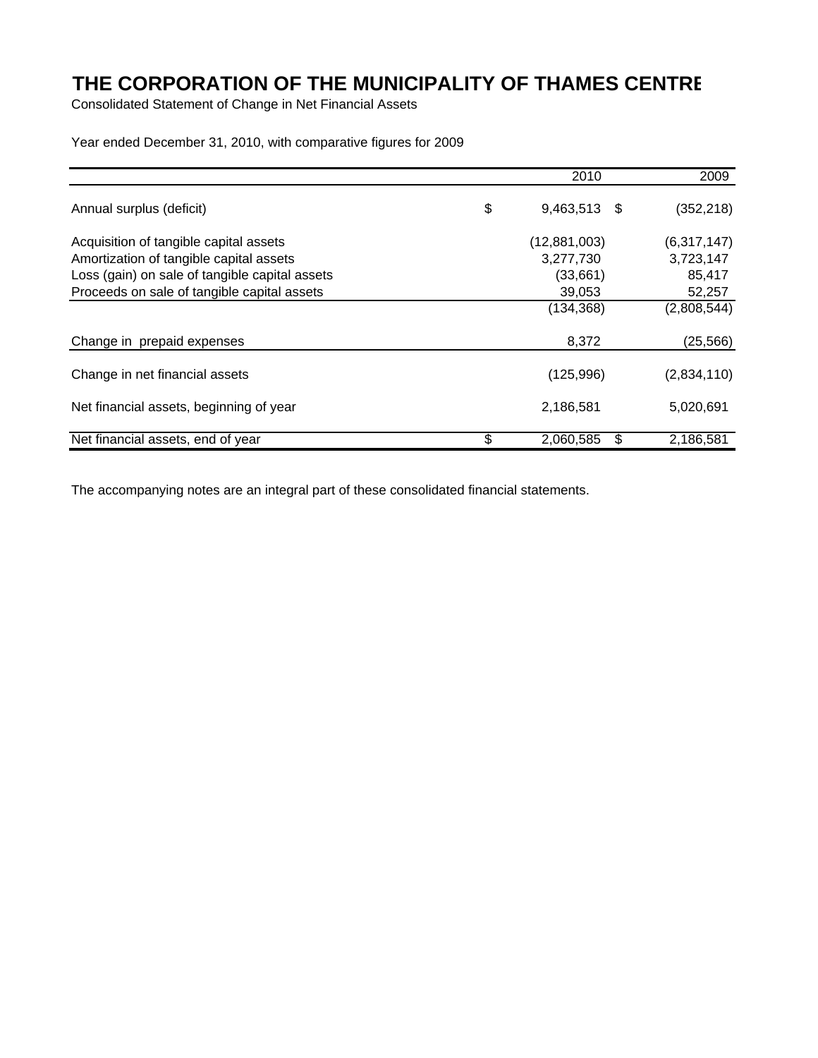# THE CORPORATION OF THE MUNICIPALITY OF THAMES CENTRE

Consolidated Statement of Change in Net Financial Assets

Year ended December 31, 2010, with comparative figures for 2009

| | 2010 | 2009 |
|---|---|---|
| Annual surplus (deficit) | $ 9,463,513 | $ (352,218) |
| Acquisition of tangible capital assets | (12,881,003) | (6,317,147) |
| Amortization of tangible capital assets | 3,277,730 | 3,723,147 |
| Loss (gain) on sale of tangible capital assets | (33,661) | 85,417 |
| Proceeds on sale of tangible capital assets | 39,053 | 52,257 |
| | (134,368) | (2,808,544) |
| Change in prepaid expenses | 8,372 | (25,566) |
| Change in net financial assets | (125,996) | (2,834,110) |
| Net financial assets, beginning of year | 2,186,581 | 5,020,691 |
| Net financial assets, end of year | $ 2,060,585 | $ 2,186,581 |

The accompanying notes are an integral part of these consolidated financial statements.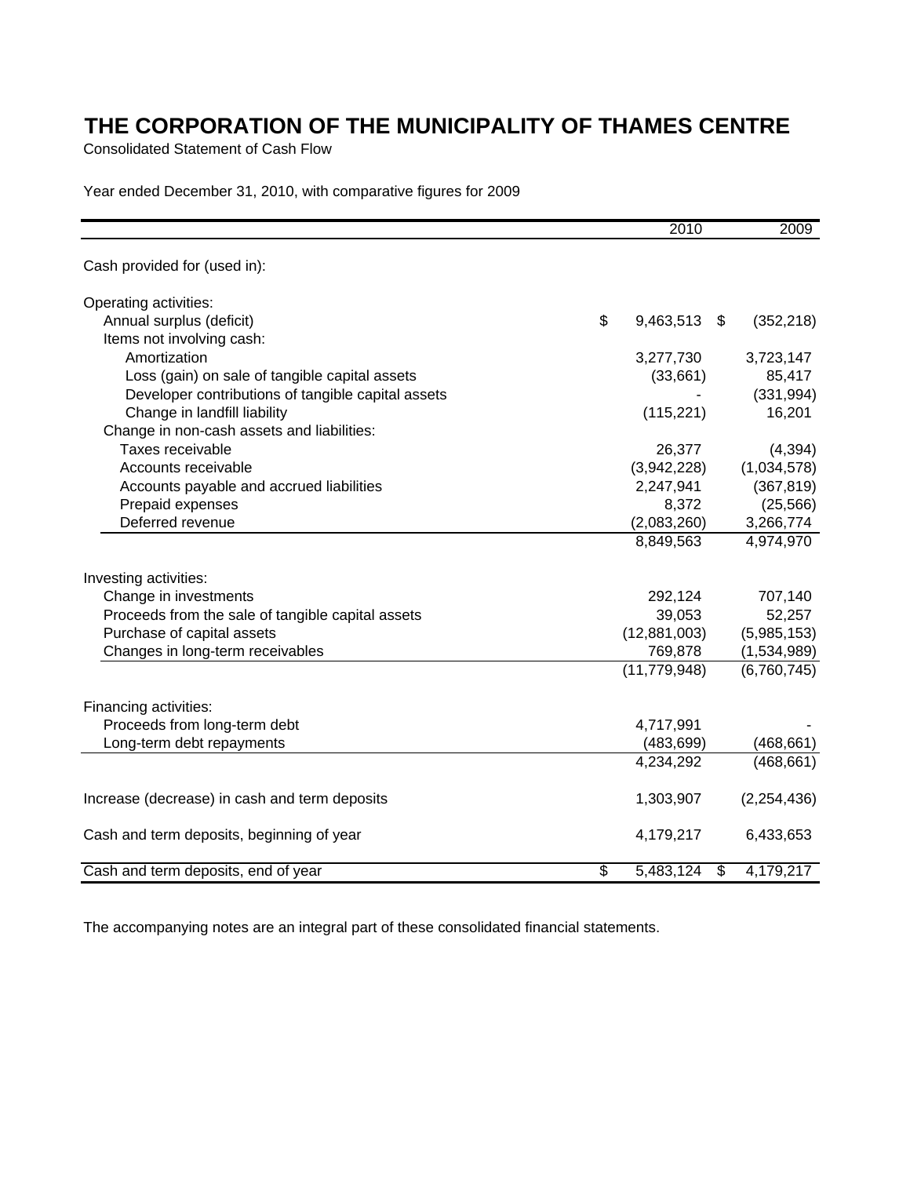# THE CORPORATION OF THE MUNICIPALITY OF THAMES CENTRE

Consolidated Statement of Cash Flow

Year ended December 31, 2010, with comparative figures for 2009

| | 2010 | 2009 |
|---|---|---|
| Cash provided for (used in): | | |
| Operating activities: | | |
| Annual surplus (deficit) | $ 9,463,513 | $ (352,218) |
| Items not involving cash: | | |
| Amortization | 3,277,730 | 3,723,147 |
| Loss (gain) on sale of tangible capital assets | (33,661) | 85,417 |
| Developer contributions of tangible capital assets | - | (331,994) |
| Change in landfill liability | (115,221) | 16,201 |
| Change in non-cash assets and liabilities: | | |
| Taxes receivable | 26,377 | (4,394) |
| Accounts receivable | (3,942,228) | (1,034,578) |
| Accounts payable and accrued liabilities | 2,247,941 | (367,819) |
| Prepaid expenses | 8,372 | (25,566) |
| Deferred revenue | (2,083,260) | 3,266,774 |
| | 8,849,563 | 4,974,970 |
| Investing activities: | | |
| Change in investments | 292,124 | 707,140 |
| Proceeds from the sale of tangible capital assets | 39,053 | 52,257 |
| Purchase of capital assets | (12,881,003) | (5,985,153) |
| Changes in long-term receivables | 769,878 | (1,534,989) |
| | (11,779,948) | (6,760,745) |
| Financing activities: | | |
| Proceeds from long-term debt | 4,717,991 | - |
| Long-term debt repayments | (483,699) | (468,661) |
| | 4,234,292 | (468,661) |
| Increase (decrease) in cash and term deposits | 1,303,907 | (2,254,436) |
| Cash and term deposits, beginning of year | 4,179,217 | 6,433,653 |
| Cash and term deposits, end of year | $ 5,483,124 | $ 4,179,217 |

The accompanying notes are an integral part of these consolidated financial statements.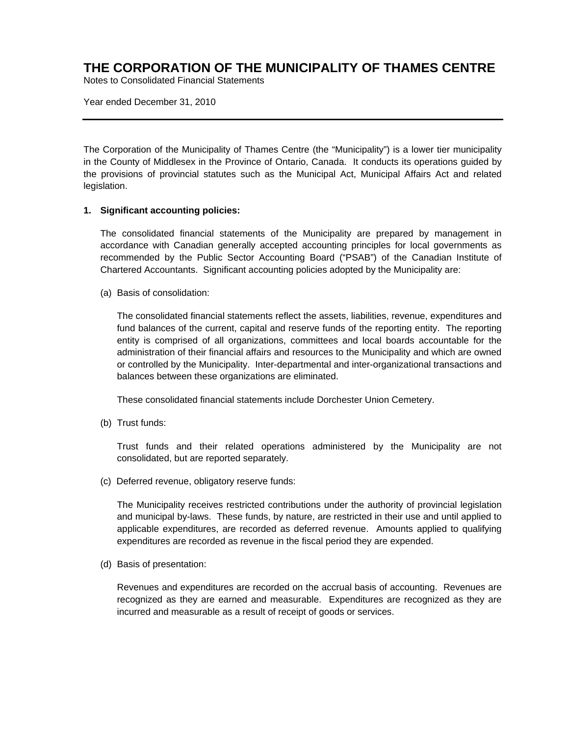# THE CORPORATION OF THE MUNICIPALITY OF THAMES CENTRE

Notes to Consolidated Financial Statements

Year ended December 31, 2010

---

The Corporation of the Municipality of Thames Centre (the "Municipality") is a lower tier municipality in the County of Middlesex in the Province of Ontario, Canada. It conducts its operations guided by the provisions of provincial statutes such as the Municipal Act, Municipal Affairs Act and related legislation.

**1. Significant accounting policies:**

The consolidated financial statements of the Municipality are prepared by management in accordance with Canadian generally accepted accounting principles for local governments as recommended by the Public Sector Accounting Board ("PSAB") of the Canadian Institute of Chartered Accountants. Significant accounting policies adopted by the Municipality are:

(a) Basis of consolidation:

The consolidated financial statements reflect the assets, liabilities, revenue, expenditures and fund balances of the current, capital and reserve funds of the reporting entity. The reporting entity is comprised of all organizations, committees and local boards accountable for the administration of their financial affairs and resources to the Municipality and which are owned or controlled by the Municipality. Inter-departmental and inter-organizational transactions and balances between these organizations are eliminated.

These consolidated financial statements include Dorchester Union Cemetery.

(b) Trust funds:

Trust funds and their related operations administered by the Municipality are not consolidated, but are reported separately.

(c) Deferred revenue, obligatory reserve funds:

The Municipality receives restricted contributions under the authority of provincial legislation and municipal by-laws. These funds, by nature, are restricted in their use and until applied to applicable expenditures, are recorded as deferred revenue. Amounts applied to qualifying expenditures are recorded as revenue in the fiscal period they are expended.

(d) Basis of presentation:

Revenues and expenditures are recorded on the accrual basis of accounting. Revenues are recognized as they are earned and measurable. Expenditures are recognized as they are incurred and measurable as a result of receipt of goods or services.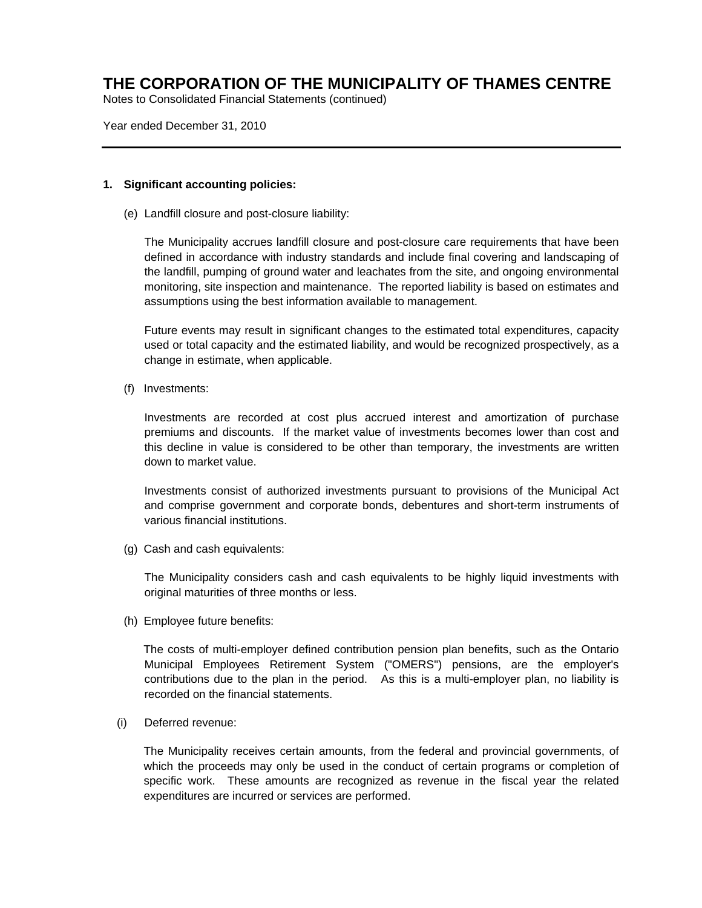# THE CORPORATION OF THE MUNICIPALITY OF THAMES CENTRE

Notes to Consolidated Financial Statements (continued)

Year ended December 31, 2010

---

**1. Significant accounting policies:**

(e) Landfill closure and post-closure liability:

The Municipality accrues landfill closure and post-closure care requirements that have been defined in accordance with industry standards and include final covering and landscaping of the landfill, pumping of ground water and leachates from the site, and ongoing environmental monitoring, site inspection and maintenance. The reported liability is based on estimates and assumptions using the best information available to management.

Future events may result in significant changes to the estimated total expenditures, capacity used or total capacity and the estimated liability, and would be recognized prospectively, as a change in estimate, when applicable.

(f) Investments:

Investments are recorded at cost plus accrued interest and amortization of purchase premiums and discounts. If the market value of investments becomes lower than cost and this decline in value is considered to be other than temporary, the investments are written down to market value.

Investments consist of authorized investments pursuant to provisions of the Municipal Act and comprise government and corporate bonds, debentures and short-term instruments of various financial institutions.

(g) Cash and cash equivalents:

The Municipality considers cash and cash equivalents to be highly liquid investments with original maturities of three months or less.

(h) Employee future benefits:

The costs of multi-employer defined contribution pension plan benefits, such as the Ontario Municipal Employees Retirement System ("OMERS") pensions, are the employer's contributions due to the plan in the period. As this is a multi-employer plan, no liability is recorded on the financial statements.

(i) Deferred revenue:

The Municipality receives certain amounts, from the federal and provincial governments, of which the proceeds may only be used in the conduct of certain programs or completion of specific work. These amounts are recognized as revenue in the fiscal year the related expenditures are incurred or services are performed.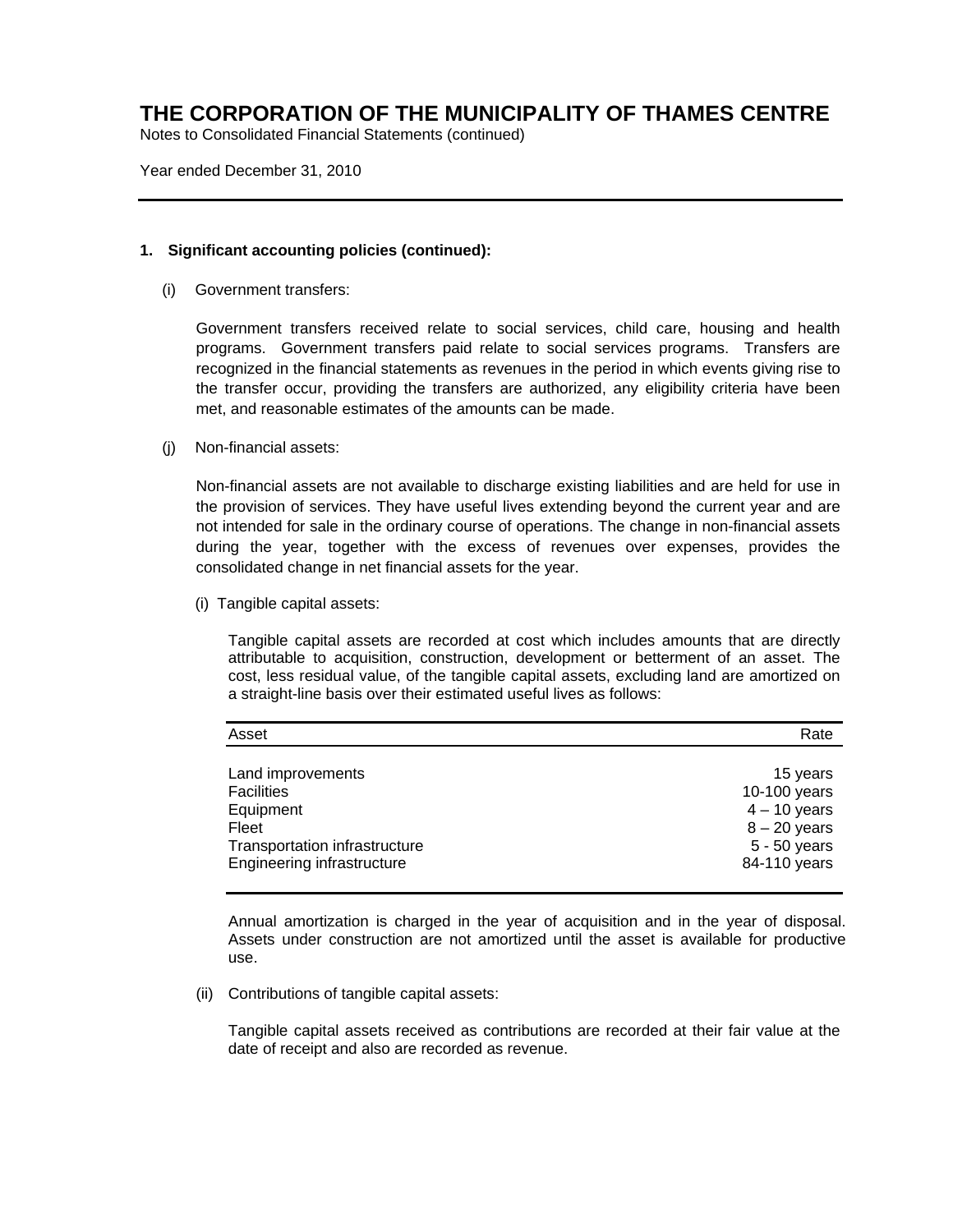# THE CORPORATION OF THE MUNICIPALITY OF THAMES CENTRE

Notes to Consolidated Financial Statements (continued)

Year ended December 31, 2010

---

**1. Significant accounting policies (continued):**

(i) Government transfers:

Government transfers received relate to social services, child care, housing and health programs. Government transfers paid relate to social services programs. Transfers are recognized in the financial statements as revenues in the period in which events giving rise to the transfer occur, providing the transfers are authorized, any eligibility criteria have been met, and reasonable estimates of the amounts can be made.

(j) Non-financial assets:

Non-financial assets are not available to discharge existing liabilities and are held for use in the provision of services. They have useful lives extending beyond the current year and are not intended for sale in the ordinary course of operations. The change in non-financial assets during the year, together with the excess of revenues over expenses, provides the consolidated change in net financial assets for the year.

(i) Tangible capital assets:

Tangible capital assets are recorded at cost which includes amounts that are directly attributable to acquisition, construction, development or betterment of an asset. The cost, less residual value, of the tangible capital assets, excluding land are amortized on a straight-line basis over their estimated useful lives as follows:

| Asset | Rate |
|---|---|
| Land improvements | 15 years |
| Facilities | 10-100 years |
| Equipment | 4 – 10 years |
| Fleet | 8 – 20 years |
| Transportation infrastructure | 5 - 50 years |
| Engineering infrastructure | 84-110 years |

Annual amortization is charged in the year of acquisition and in the year of disposal. Assets under construction are not amortized until the asset is available for productive use.

(ii) Contributions of tangible capital assets:

Tangible capital assets received as contributions are recorded at their fair value at the date of receipt and also are recorded as revenue.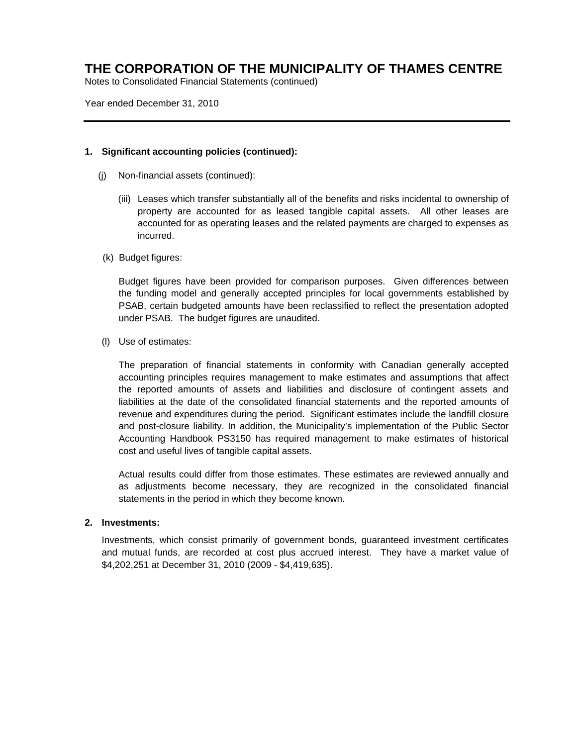# THE CORPORATION OF THE MUNICIPALITY OF THAMES CENTRE

Notes to Consolidated Financial Statements (continued)

Year ended December 31, 2010

---

**1. Significant accounting policies (continued):**

(j) Non-financial assets (continued):

(iii) Leases which transfer substantially all of the benefits and risks incidental to ownership of property are accounted for as leased tangible capital assets. All other leases are accounted for as operating leases and the related payments are charged to expenses as incurred.

(k) Budget figures:

Budget figures have been provided for comparison purposes. Given differences between the funding model and generally accepted principles for local governments established by PSAB, certain budgeted amounts have been reclassified to reflect the presentation adopted under PSAB. The budget figures are unaudited.

(l) Use of estimates:

The preparation of financial statements in conformity with Canadian generally accepted accounting principles requires management to make estimates and assumptions that affect the reported amounts of assets and liabilities and disclosure of contingent assets and liabilities at the date of the consolidated financial statements and the reported amounts of revenue and expenditures during the period. Significant estimates include the landfill closure and post-closure liability. In addition, the Municipality's implementation of the Public Sector Accounting Handbook PS3150 has required management to make estimates of historical cost and useful lives of tangible capital assets.

Actual results could differ from those estimates. These estimates are reviewed annually and as adjustments become necessary, they are recognized in the consolidated financial statements in the period in which they become known.

**2. Investments:**

Investments, which consist primarily of government bonds, guaranteed investment certificates and mutual funds, are recorded at cost plus accrued interest. They have a market value of $4,202,251 at December 31, 2010 (2009 - $4,419,635).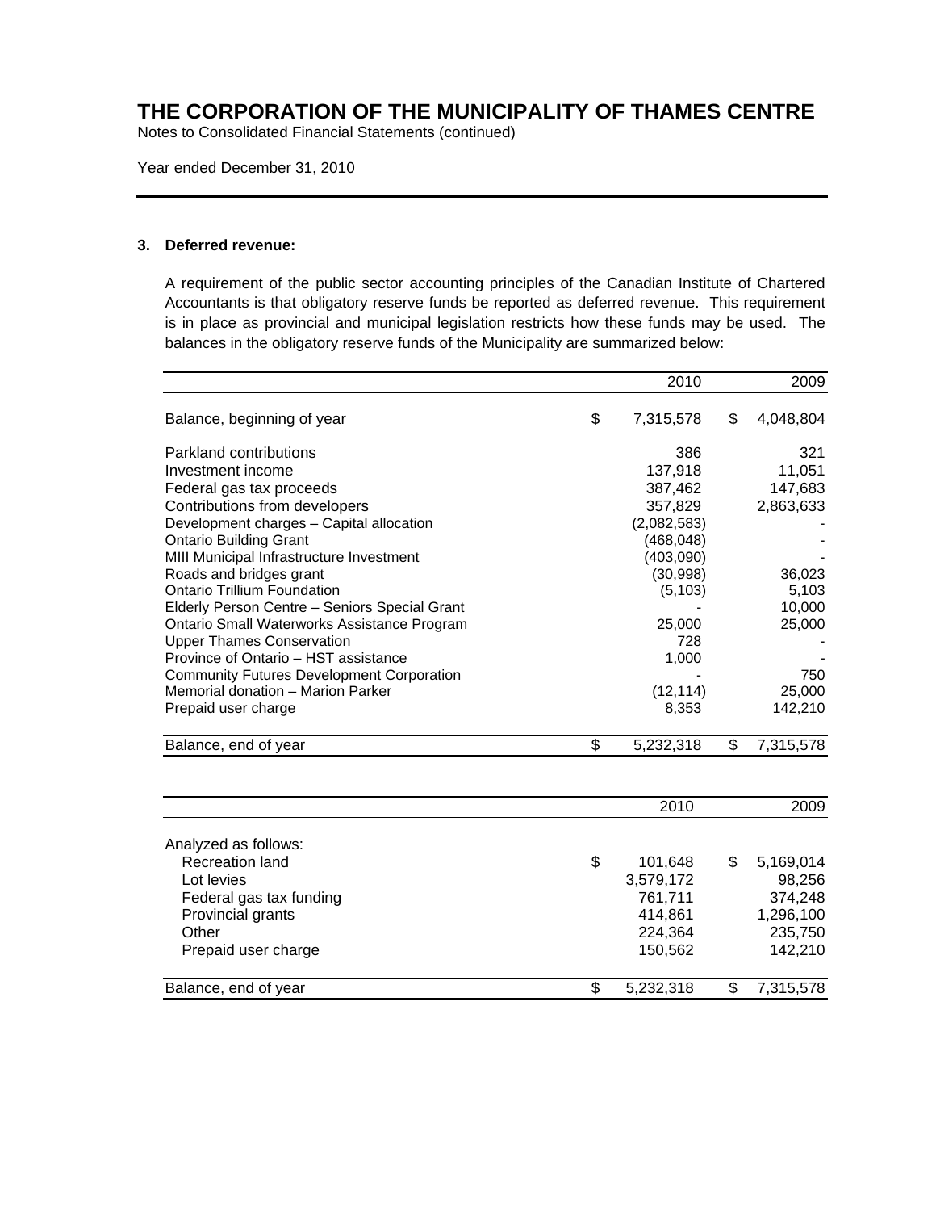# THE CORPORATION OF THE MUNICIPALITY OF THAMES CENTRE

Notes to Consolidated Financial Statements (continued)

Year ended December 31, 2010

### 3. Deferred revenue:

A requirement of the public sector accounting principles of the Canadian Institute of Chartered Accountants is that obligatory reserve funds be reported as deferred revenue. This requirement is in place as provincial and municipal legislation restricts how these funds may be used. The balances in the obligatory reserve funds of the Municipality are summarized below:

| | 2010 | 2009 |
|---|---|---|
| Balance, beginning of year | $ 7,315,578 | $ 4,048,804 |
| Parkland contributions | 386 | 321 |
| Investment income | 137,918 | 11,051 |
| Federal gas tax proceeds | 387,462 | 147,683 |
| Contributions from developers | 357,829 | 2,863,633 |
| Development charges – Capital allocation | (2,082,583) | - |
| Ontario Building Grant | (468,048) | - |
| MIII Municipal Infrastructure Investment | (403,090) | - |
| Roads and bridges grant | (30,998) | 36,023 |
| Ontario Trillium Foundation | (5,103) | 5,103 |
| Elderly Person Centre – Seniors Special Grant | - | 10,000 |
| Ontario Small Waterworks Assistance Program | 25,000 | 25,000 |
| Upper Thames Conservation | 728 | - |
| Province of Ontario – HST assistance | 1,000 | - |
| Community Futures Development Corporation | - | 750 |
| Memorial donation – Marion Parker | (12,114) | 25,000 |
| Prepaid user charge | 8,353 | 142,210 |
| Balance, end of year | $ 5,232,318 | $ 7,315,578 |

| | 2010 | 2009 |
|---|---|---|
| Analyzed as follows: | | |
| Recreation land | $ 101,648 | $ 5,169,014 |
| Lot levies | 3,579,172 | 98,256 |
| Federal gas tax funding | 761,711 | 374,248 |
| Provincial grants | 414,861 | 1,296,100 |
| Other | 224,364 | 235,750 |
| Prepaid user charge | 150,562 | 142,210 |
| Balance, end of year | $ 5,232,318 | $ 7,315,578 |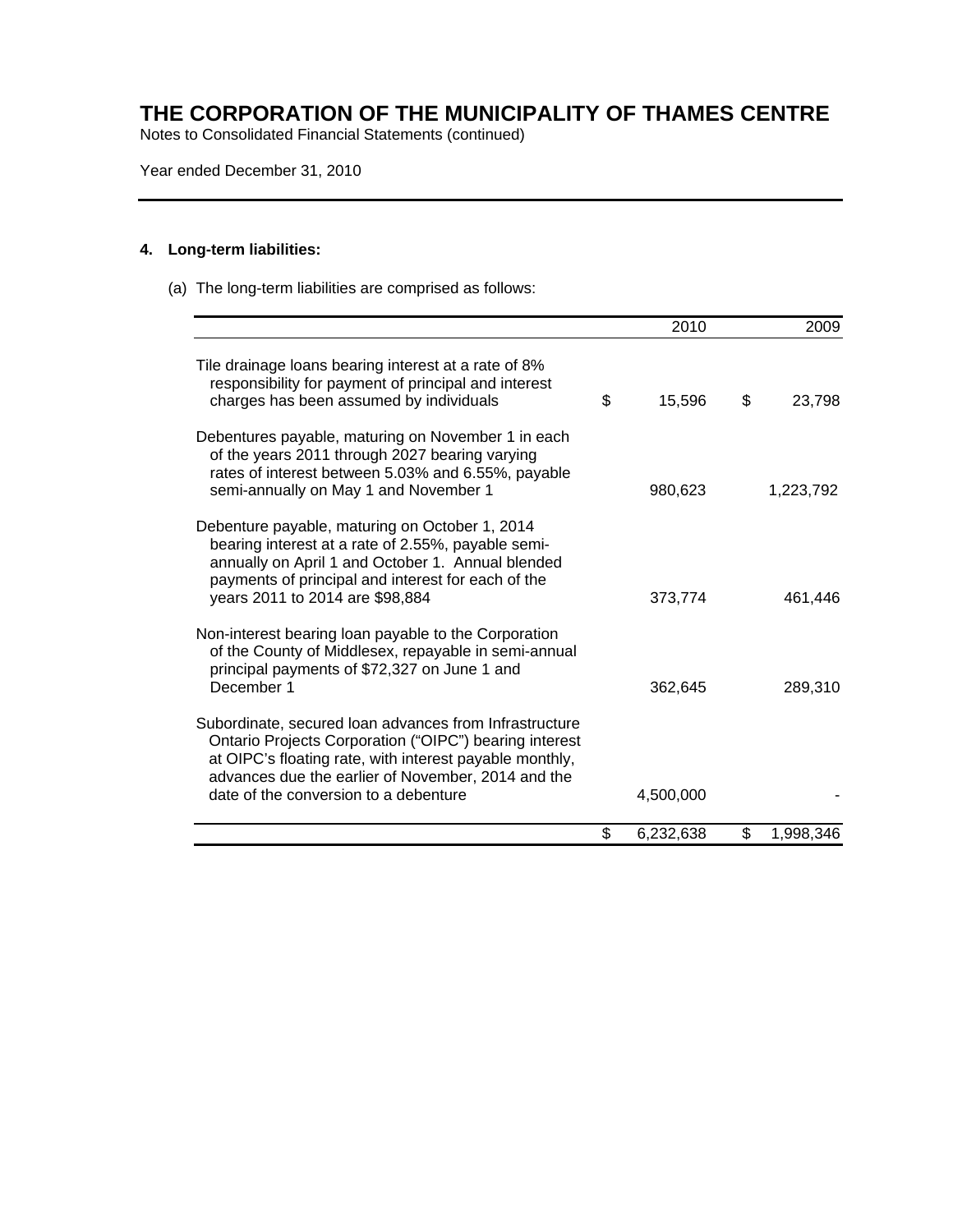# THE CORPORATION OF THE MUNICIPALITY OF THAMES CENTRE

Notes to Consolidated Financial Statements (continued)

Year ended December 31, 2010

## 4. Long-term liabilities:

(a) The long-term liabilities are comprised as follows:

| | 2010 | 2009 |
|---|---|---|
| Tile drainage loans bearing interest at a rate of 8% responsibility for payment of principal and interest charges has been assumed by individuals | $ 15,596 | $ 23,798 |
| Debentures payable, maturing on November 1 in each of the years 2011 through 2027 bearing varying rates of interest between 5.03% and 6.55%, payable semi-annually on May 1 and November 1 | 980,623 | 1,223,792 |
| Debenture payable, maturing on October 1, 2014 bearing interest at a rate of 2.55%, payable semi-annually on April 1 and October 1. Annual blended payments of principal and interest for each of the years 2011 to 2014 are $98,884 | 373,774 | 461,446 |
| Non-interest bearing loan payable to the Corporation of the County of Middlesex, repayable in semi-annual principal payments of $72,327 on June 1 and December 1 | 362,645 | 289,310 |
| Subordinate, secured loan advances from Infrastructure Ontario Projects Corporation ("OIPC") bearing interest at OIPC's floating rate, with interest payable monthly, advances due the earlier of November, 2014 and the date of the conversion to a debenture | 4,500,000 | - |
| | $ 6,232,638 | $ 1,998,346 |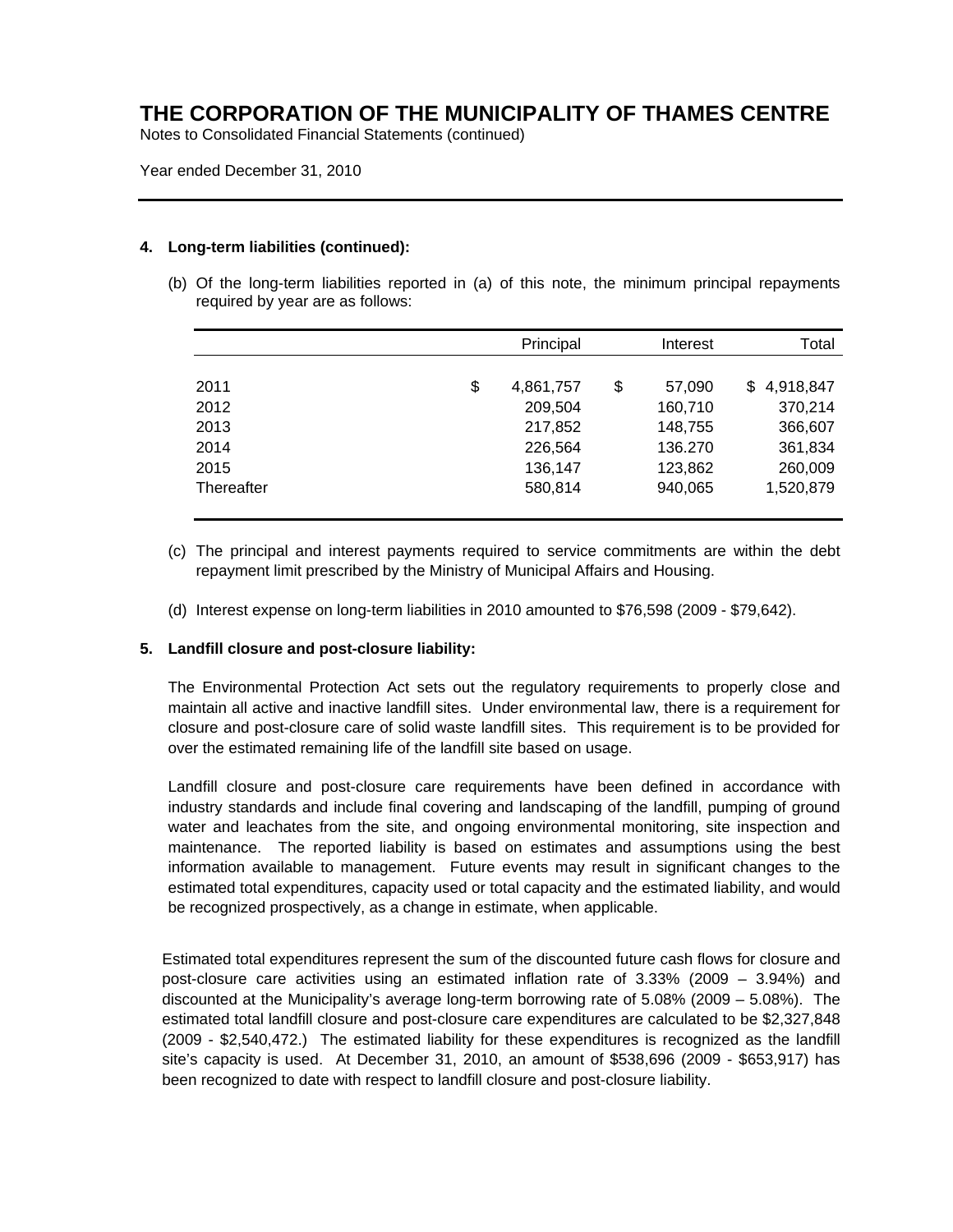# THE CORPORATION OF THE MUNICIPALITY OF THAMES CENTRE

Notes to Consolidated Financial Statements (continued)

Year ended December 31, 2010

**4. Long-term liabilities (continued):**

(b) Of the long-term liabilities reported in (a) of this note, the minimum principal repayments required by year are as follows:

| | Principal | Interest | Total |
|---|---|---|---|
| 2011 | $ 4,861,757 | $ 57,090 | $ 4,918,847 |
| 2012 | 209,504 | 160,710 | 370,214 |
| 2013 | 217,852 | 148,755 | 366,607 |
| 2014 | 226,564 | 136.270 | 361,834 |
| 2015 | 136,147 | 123,862 | 260,009 |
| Thereafter | 580,814 | 940,065 | 1,520,879 |

(c) The principal and interest payments required to service commitments are within the debt repayment limit prescribed by the Ministry of Municipal Affairs and Housing.

(d) Interest expense on long-term liabilities in 2010 amounted to $76,598 (2009 - $79,642).

**5. Landfill closure and post-closure liability:**

The Environmental Protection Act sets out the regulatory requirements to properly close and maintain all active and inactive landfill sites. Under environmental law, there is a requirement for closure and post-closure care of solid waste landfill sites. This requirement is to be provided for over the estimated remaining life of the landfill site based on usage.

Landfill closure and post-closure care requirements have been defined in accordance with industry standards and include final covering and landscaping of the landfill, pumping of ground water and leachates from the site, and ongoing environmental monitoring, site inspection and maintenance. The reported liability is based on estimates and assumptions using the best information available to management. Future events may result in significant changes to the estimated total expenditures, capacity used or total capacity and the estimated liability, and would be recognized prospectively, as a change in estimate, when applicable.

Estimated total expenditures represent the sum of the discounted future cash flows for closure and post-closure care activities using an estimated inflation rate of 3.33% (2009 – 3.94%) and discounted at the Municipality's average long-term borrowing rate of 5.08% (2009 – 5.08%). The estimated total landfill closure and post-closure care expenditures are calculated to be $2,327,848 (2009 - $2,540,472.) The estimated liability for these expenditures is recognized as the landfill site's capacity is used. At December 31, 2010, an amount of $538,696 (2009 - $653,917) has been recognized to date with respect to landfill closure and post-closure liability.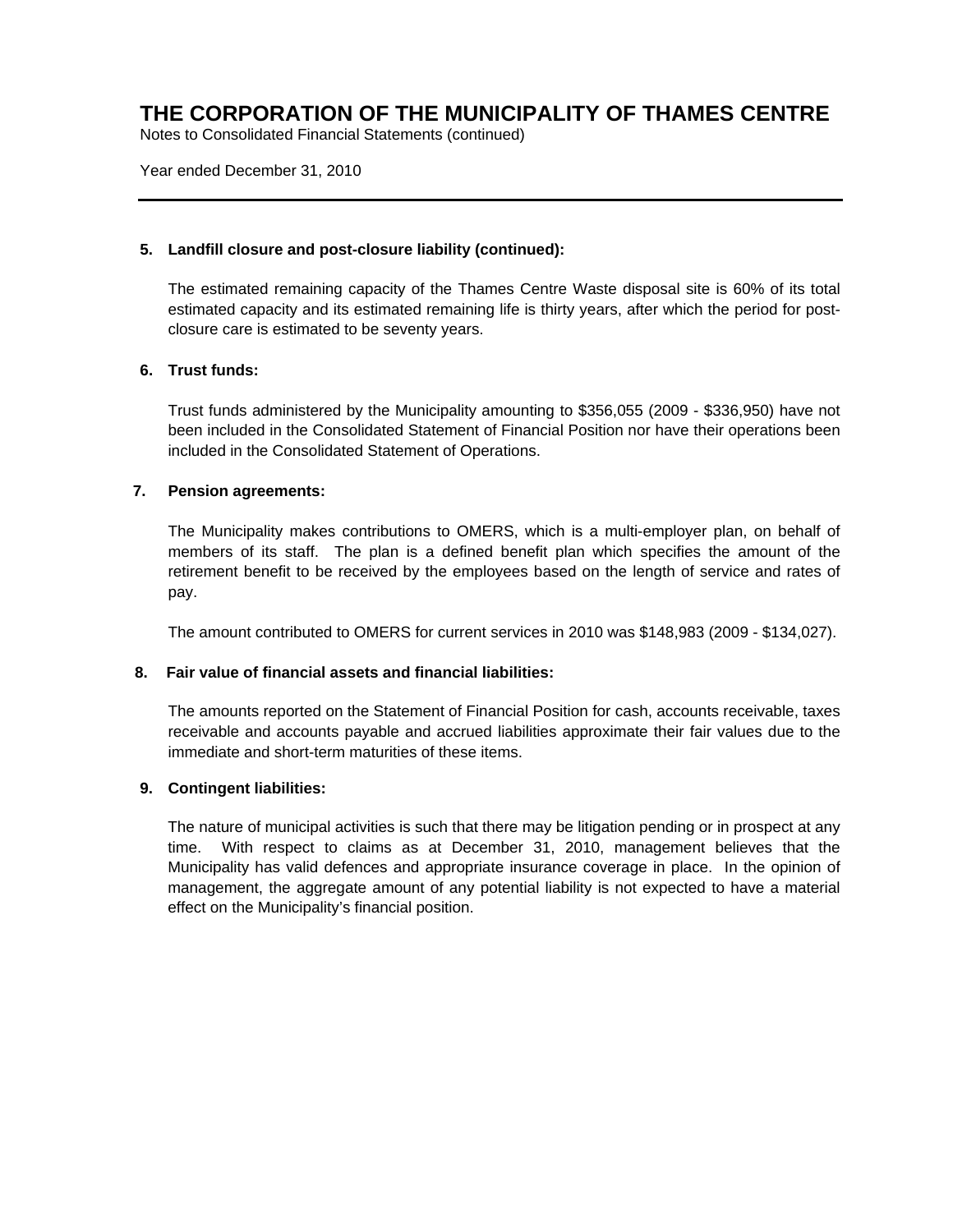## 5. Landfill closure and post-closure liability (continued):

The estimated remaining capacity of the Thames Centre Waste disposal site is 60% of its total estimated capacity and its estimated remaining life is thirty years, after which the period for post-closure care is estimated to be seventy years.

## 6. Trust funds:

Trust funds administered by the Municipality amounting to $356,055 (2009 - $336,950) have not been included in the Consolidated Statement of Financial Position nor have their operations been included in the Consolidated Statement of Operations.

## 7. Pension agreements:

The Municipality makes contributions to OMERS, which is a multi-employer plan, on behalf of members of its staff. The plan is a defined benefit plan which specifies the amount of the retirement benefit to be received by the employees based on the length of service and rates of pay.

The amount contributed to OMERS for current services in 2010 was $148,983 (2009 - $134,027).

## 8. Fair value of financial assets and financial liabilities:

The amounts reported on the Statement of Financial Position for cash, accounts receivable, taxes receivable and accounts payable and accrued liabilities approximate their fair values due to the immediate and short-term maturities of these items.

## 9. Contingent liabilities:

The nature of municipal activities is such that there may be litigation pending or in prospect at any time. With respect to claims as at December 31, 2010, management believes that the Municipality has valid defences and appropriate insurance coverage in place. In the opinion of management, the aggregate amount of any potential liability is not expected to have a material effect on the Municipality's financial position.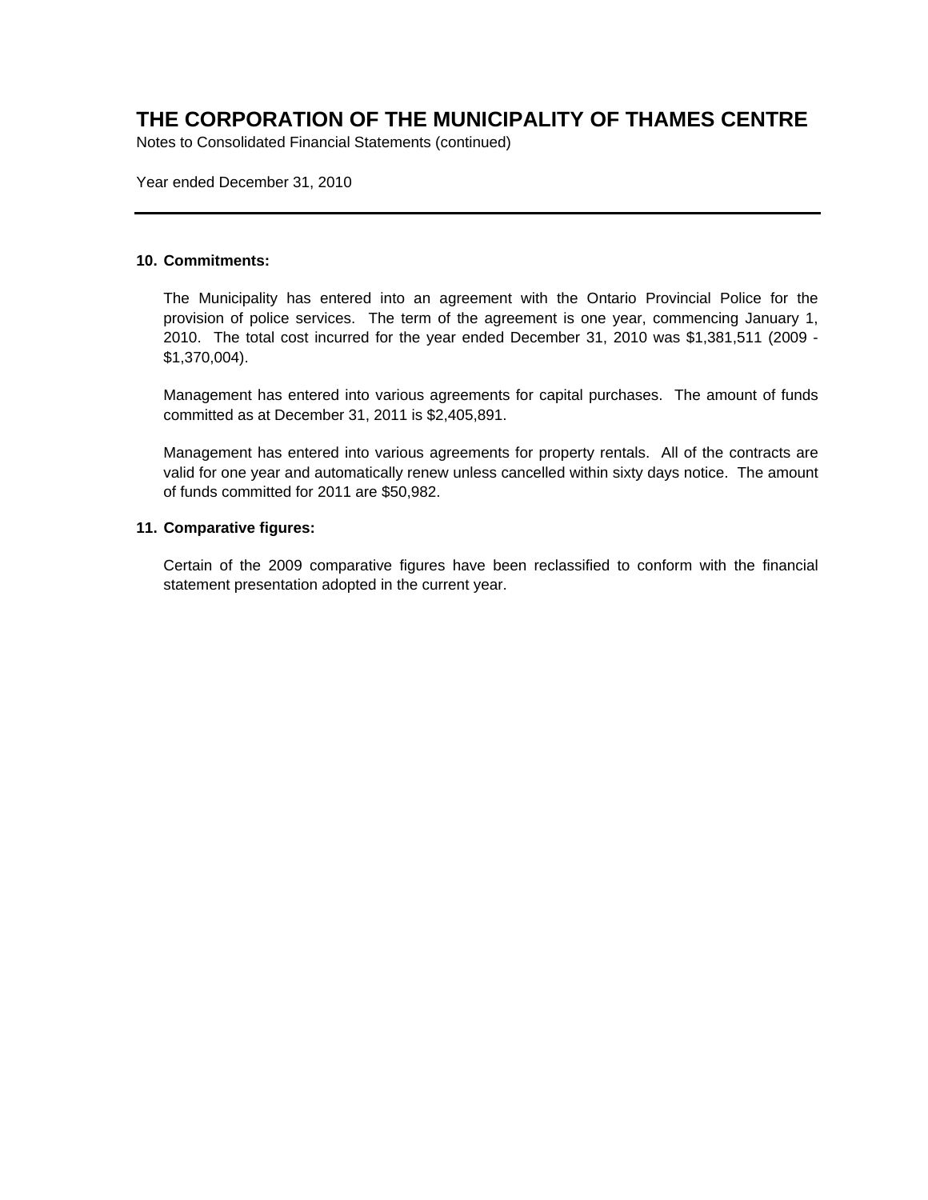# THE CORPORATION OF THE MUNICIPALITY OF THAMES CENTRE

Notes to Consolidated Financial Statements (continued)

Year ended December 31, 2010

---

**10. Commitments:**

The Municipality has entered into an agreement with the Ontario Provincial Police for the provision of police services. The term of the agreement is one year, commencing January 1, 2010. The total cost incurred for the year ended December 31, 2010 was $1,381,511 (2009 - $1,370,004).

Management has entered into various agreements for capital purchases. The amount of funds committed as at December 31, 2011 is $2,405,891.

Management has entered into various agreements for property rentals. All of the contracts are valid for one year and automatically renew unless cancelled within sixty days notice. The amount of funds committed for 2011 are $50,982.

**11. Comparative figures:**

Certain of the 2009 comparative figures have been reclassified to conform with the financial statement presentation adopted in the current year.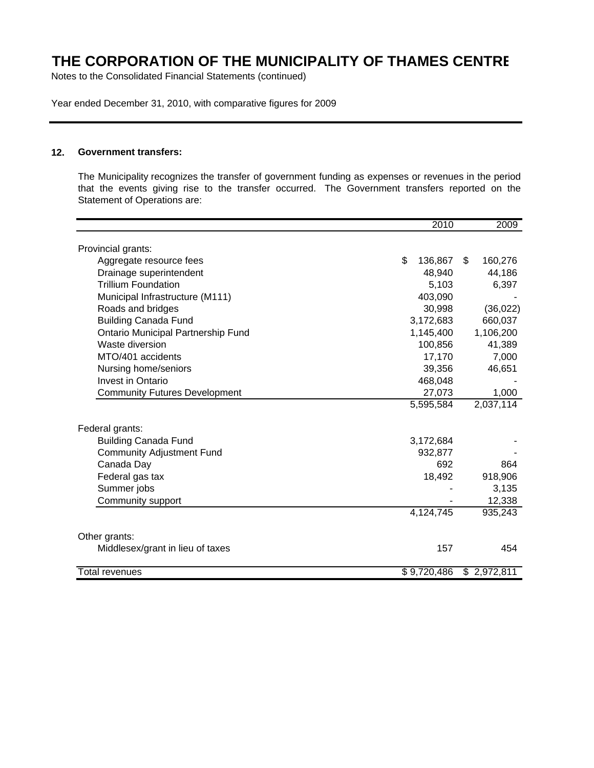# THE CORPORATION OF THE MUNICIPALITY OF THAMES CENTRE

Notes to the Consolidated Financial Statements (continued)

Year ended December 31, 2010, with comparative figures for 2009

## 12. Government transfers:

The Municipality recognizes the transfer of government funding as expenses or revenues in the period that the events giving rise to the transfer occurred. The Government transfers reported on the Statement of Operations are:

| | 2010 | 2009 |
|---|---|---|
| Provincial grants: | | |
| Aggregate resource fees | $ 136,867 | $ 160,276 |
| Drainage superintendent | 48,940 | 44,186 |
| Trillium Foundation | 5,103 | 6,397 |
| Municipal Infrastructure (M111) | 403,090 | - |
| Roads and bridges | 30,998 | (36,022) |
| Building Canada Fund | 3,172,683 | 660,037 |
| Ontario Municipal Partnership Fund | 1,145,400 | 1,106,200 |
| Waste diversion | 100,856 | 41,389 |
| MTO/401 accidents | 17,170 | 7,000 |
| Nursing home/seniors | 39,356 | 46,651 |
| Invest in Ontario | 468,048 | - |
| Community Futures Development | 27,073 | 1,000 |
| | 5,595,584 | 2,037,114 |
| Federal grants: | | |
| Building Canada Fund | 3,172,684 | - |
| Community Adjustment Fund | 932,877 | - |
| Canada Day | 692 | 864 |
| Federal gas tax | 18,492 | 918,906 |
| Summer jobs | - | 3,135 |
| Community support | - | 12,338 |
| | 4,124,745 | 935,243 |
| Other grants: | | |
| Middlesex/grant in lieu of taxes | 157 | 454 |
| Total revenues | $ 9,720,486 | $ 2,972,811 |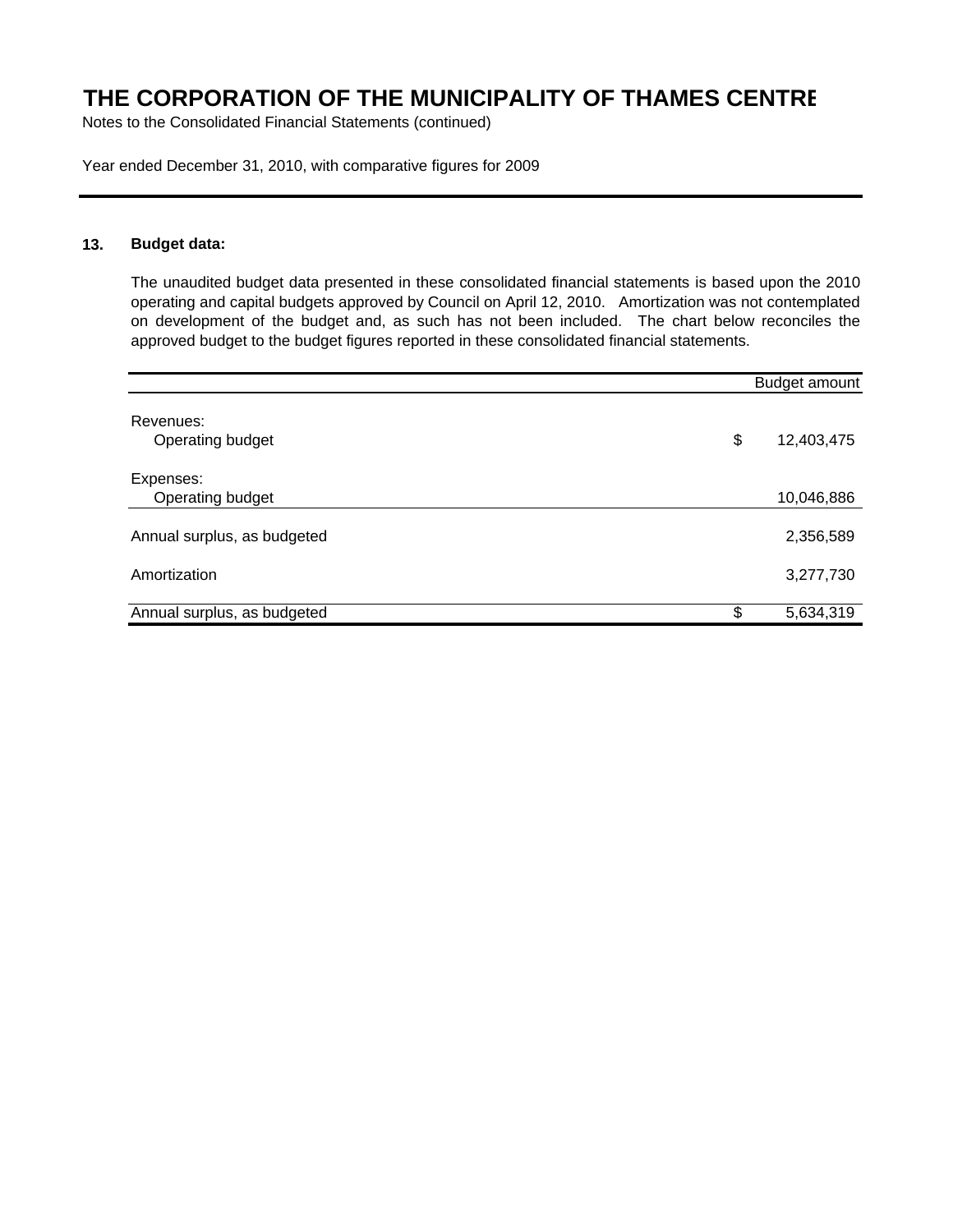# THE CORPORATION OF THE MUNICIPALITY OF THAMES CENTRE

Notes to the Consolidated Financial Statements (continued)

Year ended December 31, 2010, with comparative figures for 2009

## 13. Budget data:

The unaudited budget data presented in these consolidated financial statements is based upon the 2010 operating and capital budgets approved by Council on April 12, 2010. Amortization was not contemplated on development of the budget and, as such has not been included. The chart below reconciles the approved budget to the budget figures reported in these consolidated financial statements.

| | Budget amount |
|---|---|
| Revenues: | |
| Operating budget | $ 12,403,475 |
| Expenses: | |
| Operating budget | 10,046,886 |
| Annual surplus, as budgeted | 2,356,589 |
| Amortization | 3,277,730 |
| Annual surplus, as budgeted | $ 5,634,319 |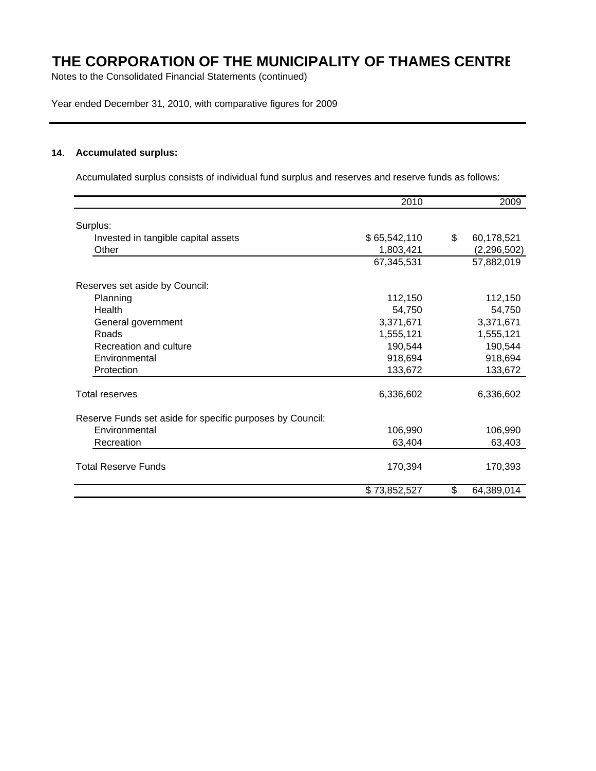# THE CORPORATION OF THE MUNICIPALITY OF THAMES CENTRE

Notes to the Consolidated Financial Statements (continued)

Year ended December 31, 2010, with comparative figures for 2009

## 14. Accumulated surplus:

Accumulated surplus consists of individual fund surplus and reserves and reserve funds as follows:

| | 2010 | 2009 |
|---|---|---|
| Surplus: | | |
| Invested in tangible capital assets | $ 65,542,110 | $ 60,178,521 |
| Other | 1,803,421 | (2,296,502) |
| | 67,345,531 | 57,882,019 |
| Reserves set aside by Council: | | |
| Planning | 112,150 | 112,150 |
| Health | 54,750 | 54,750 |
| General government | 3,371,671 | 3,371,671 |
| Roads | 1,555,121 | 1,555,121 |
| Recreation and culture | 190,544 | 190,544 |
| Environmental | 918,694 | 918,694 |
| Protection | 133,672 | 133,672 |
| Total reserves | 6,336,602 | 6,336,602 |
| Reserve Funds set aside for specific purposes by Council: | | |
| Environmental | 106,990 | 106,990 |
| Recreation | 63,404 | 63,403 |
| Total Reserve Funds | 170,394 | 170,393 |
| | $ 73,852,527 | $ 64,389,014 |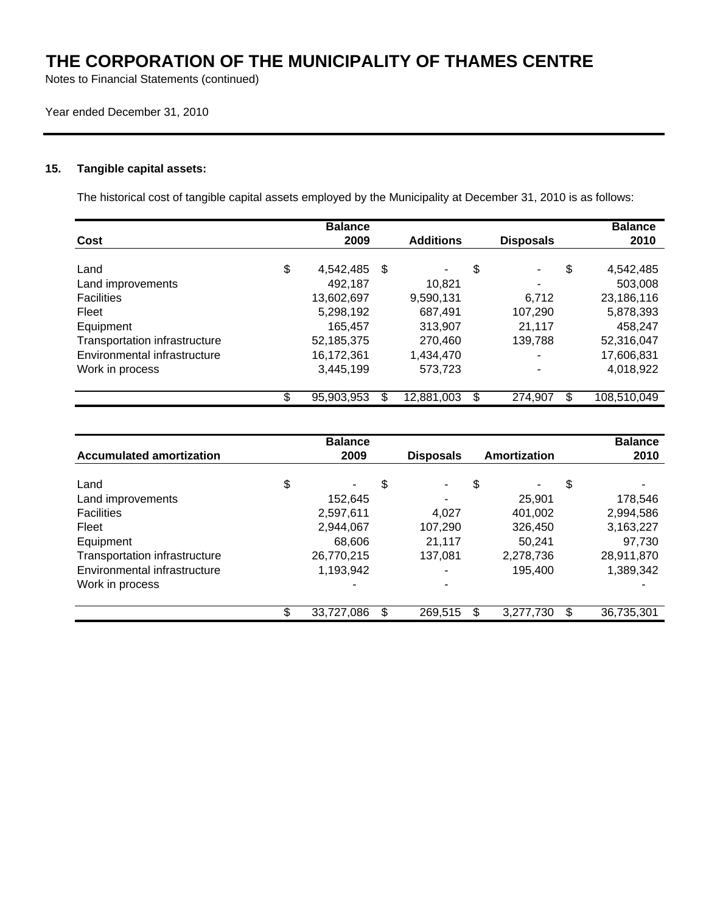# THE CORPORATION OF THE MUNICIPALITY OF THAMES CENTRE

Notes to Financial Statements (continued)

Year ended December 31, 2010

## 15. Tangible capital assets:

The historical cost of tangible capital assets employed by the Municipality at December 31, 2010 is as follows:

| Cost | Balance 2009 | Additions | Disposals | Balance 2010 |
|---|---|---|---|---|
| Land | $ 4,542,485 | $ - | $ - | $ 4,542,485 |
| Land improvements | 492,187 | 10,821 | - | 503,008 |
| Facilities | 13,602,697 | 9,590,131 | 6,712 | 23,186,116 |
| Fleet | 5,298,192 | 687,491 | 107,290 | 5,878,393 |
| Equipment | 165,457 | 313,907 | 21,117 | 458,247 |
| Transportation infrastructure | 52,185,375 | 270,460 | 139,788 | 52,316,047 |
| Environmental infrastructure | 16,172,361 | 1,434,470 | - | 17,606,831 |
| Work in process | 3,445,199 | 573,723 | - | 4,018,922 |
| | $ 95,903,953 | $ 12,881,003 | $ 274,907 | $ 108,510,049 |

| Accumulated amortization | Balance 2009 | Disposals | Amortization | Balance 2010 |
|---|---|---|---|---|
| Land | $ - | $ - | $ - | $ - |
| Land improvements | 152,645 | - | 25,901 | 178,546 |
| Facilities | 2,597,611 | 4,027 | 401,002 | 2,994,586 |
| Fleet | 2,944,067 | 107,290 | 326,450 | 3,163,227 |
| Equipment | 68,606 | 21,117 | 50,241 | 97,730 |
| Transportation infrastructure | 26,770,215 | 137,081 | 2,278,736 | 28,911,870 |
| Environmental infrastructure | 1,193,942 | - | 195,400 | 1,389,342 |
| Work in process | - | - | - | - |
| | $ 33,727,086 | $ 269,515 | $ 3,277,730 | $ 36,735,301 |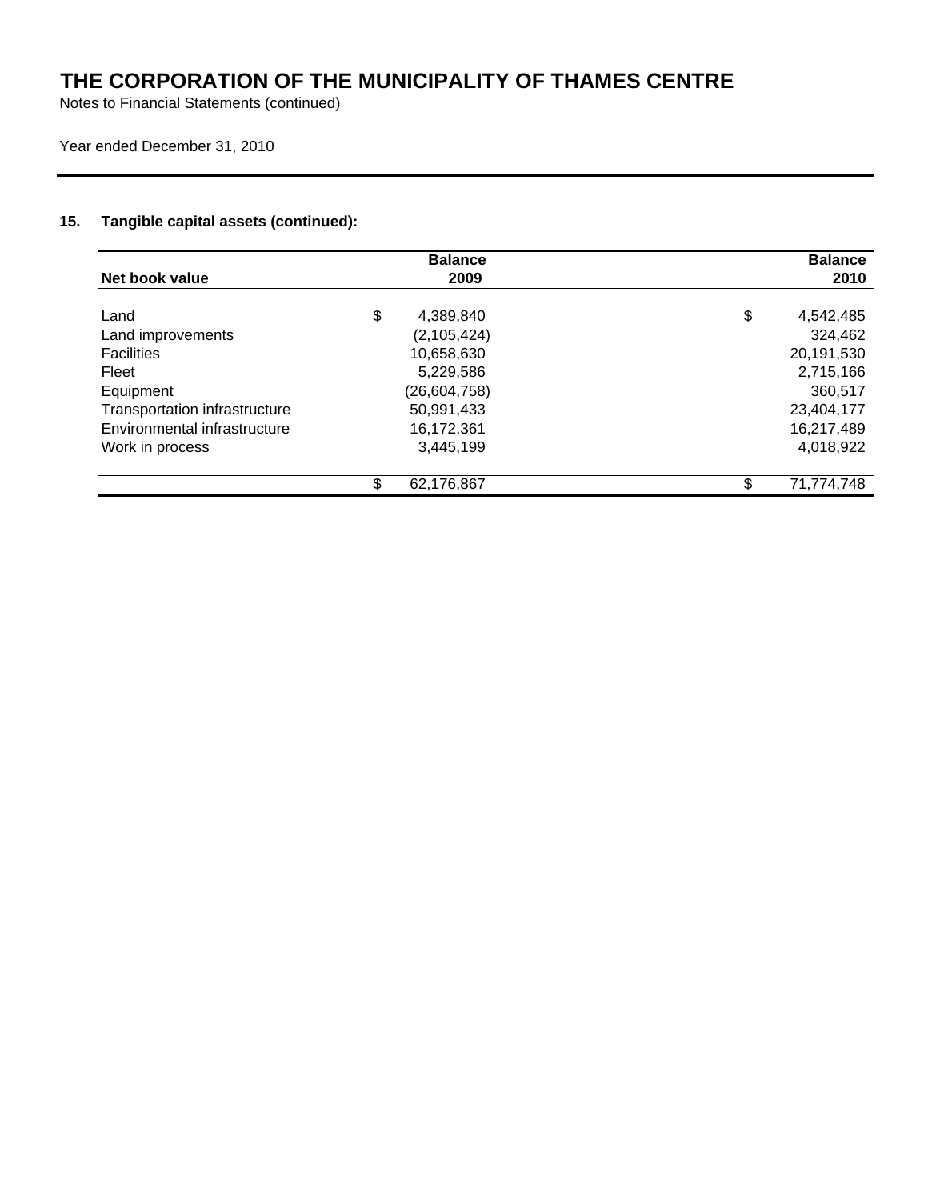# THE CORPORATION OF THE MUNICIPALITY OF THAMES CENTRE

Notes to Financial Statements (continued)

Year ended December 31, 2010

### 15. Tangible capital assets (continued):

| Net book value | Balance 2009 | Balance 2010 |
|---|---|---|
| Land | $ 4,389,840 | $ 4,542,485 |
| Land improvements | (2,105,424) | 324,462 |
| Facilities | 10,658,630 | 20,191,530 |
| Fleet | 5,229,586 | 2,715,166 |
| Equipment | (26,604,758) | 360,517 |
| Transportation infrastructure | 50,991,433 | 23,404,177 |
| Environmental infrastructure | 16,172,361 | 16,217,489 |
| Work in process | 3,445,199 | 4,018,922 |
| | $ 62,176,867 | $ 71,774,748 |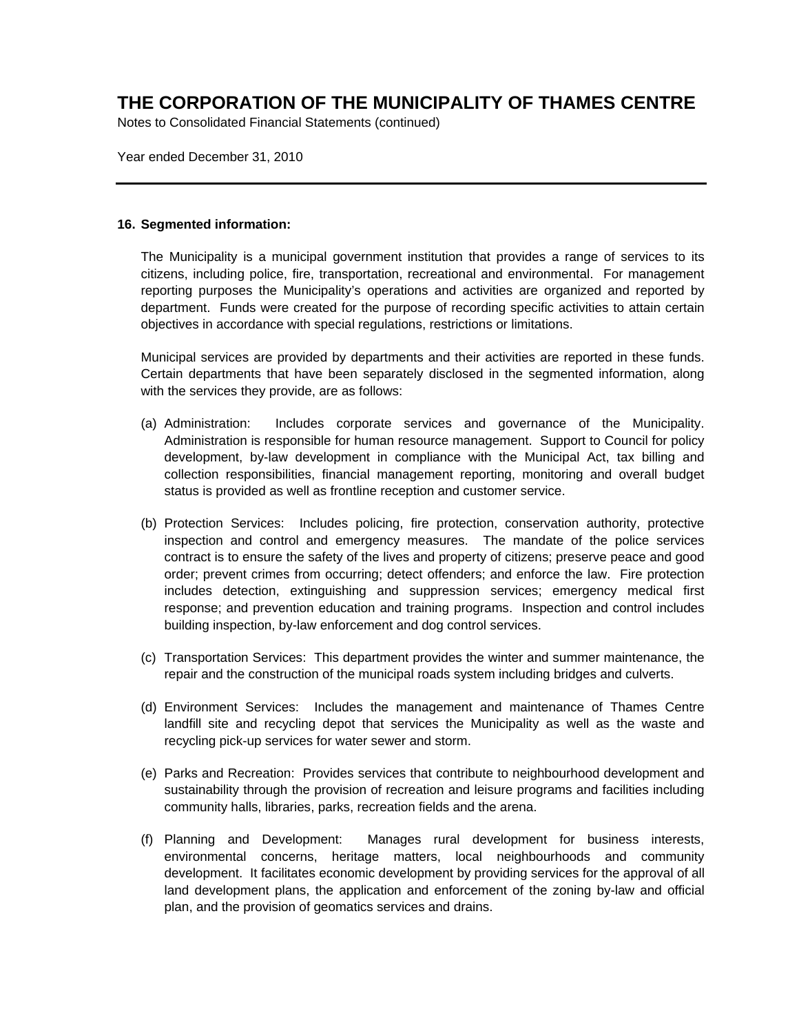# THE CORPORATION OF THE MUNICIPALITY OF THAMES CENTRE

Notes to Consolidated Financial Statements (continued)

Year ended December 31, 2010

---

**16. Segmented information:**

The Municipality is a municipal government institution that provides a range of services to its citizens, including police, fire, transportation, recreational and environmental. For management reporting purposes the Municipality's operations and activities are organized and reported by department. Funds were created for the purpose of recording specific activities to attain certain objectives in accordance with special regulations, restrictions or limitations.

Municipal services are provided by departments and their activities are reported in these funds. Certain departments that have been separately disclosed in the segmented information, along with the services they provide, are as follows:

(a) Administration: Includes corporate services and governance of the Municipality. Administration is responsible for human resource management. Support to Council for policy development, by-law development in compliance with the Municipal Act, tax billing and collection responsibilities, financial management reporting, monitoring and overall budget status is provided as well as frontline reception and customer service.

(b) Protection Services: Includes policing, fire protection, conservation authority, protective inspection and control and emergency measures. The mandate of the police services contract is to ensure the safety of the lives and property of citizens; preserve peace and good order; prevent crimes from occurring; detect offenders; and enforce the law. Fire protection includes detection, extinguishing and suppression services; emergency medical first response; and prevention education and training programs. Inspection and control includes building inspection, by-law enforcement and dog control services.

(c) Transportation Services: This department provides the winter and summer maintenance, the repair and the construction of the municipal roads system including bridges and culverts.

(d) Environment Services: Includes the management and maintenance of Thames Centre landfill site and recycling depot that services the Municipality as well as the waste and recycling pick-up services for water sewer and storm.

(e) Parks and Recreation: Provides services that contribute to neighbourhood development and sustainability through the provision of recreation and leisure programs and facilities including community halls, libraries, parks, recreation fields and the arena.

(f) Planning and Development: Manages rural development for business interests, environmental concerns, heritage matters, local neighbourhoods and community development. It facilitates economic development by providing services for the approval of all land development plans, the application and enforcement of the zoning by-law and official plan, and the provision of geomatics services and drains.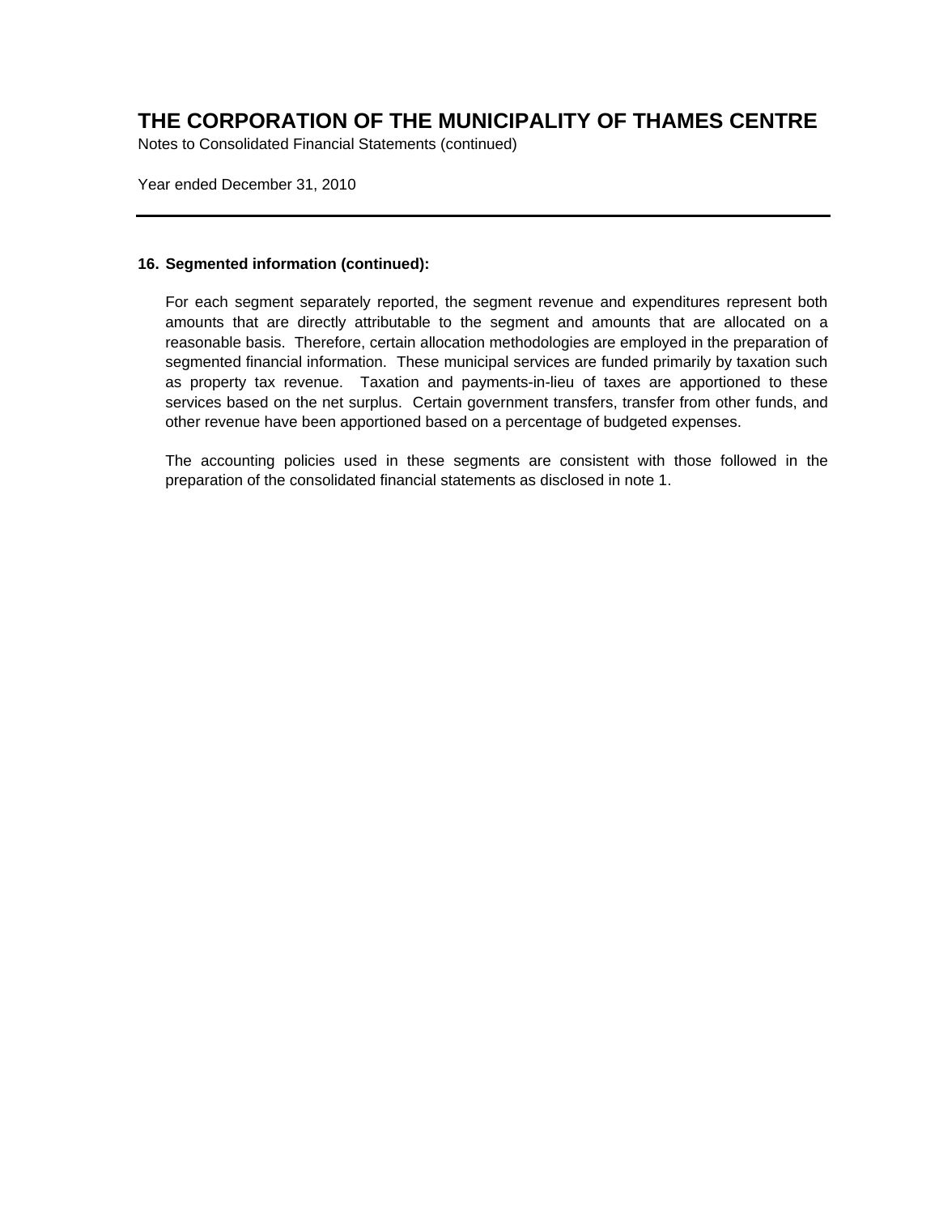# THE CORPORATION OF THE MUNICIPALITY OF THAMES CENTRE

Notes to Consolidated Financial Statements (continued)

Year ended December 31, 2010

---

## 16. Segmented information (continued):

For each segment separately reported, the segment revenue and expenditures represent both amounts that are directly attributable to the segment and amounts that are allocated on a reasonable basis. Therefore, certain allocation methodologies are employed in the preparation of segmented financial information. These municipal services are funded primarily by taxation such as property tax revenue. Taxation and payments-in-lieu of taxes are apportioned to these services based on the net surplus. Certain government transfers, transfer from other funds, and other revenue have been apportioned based on a percentage of budgeted expenses.

The accounting policies used in these segments are consistent with those followed in the preparation of the consolidated financial statements as disclosed in note 1.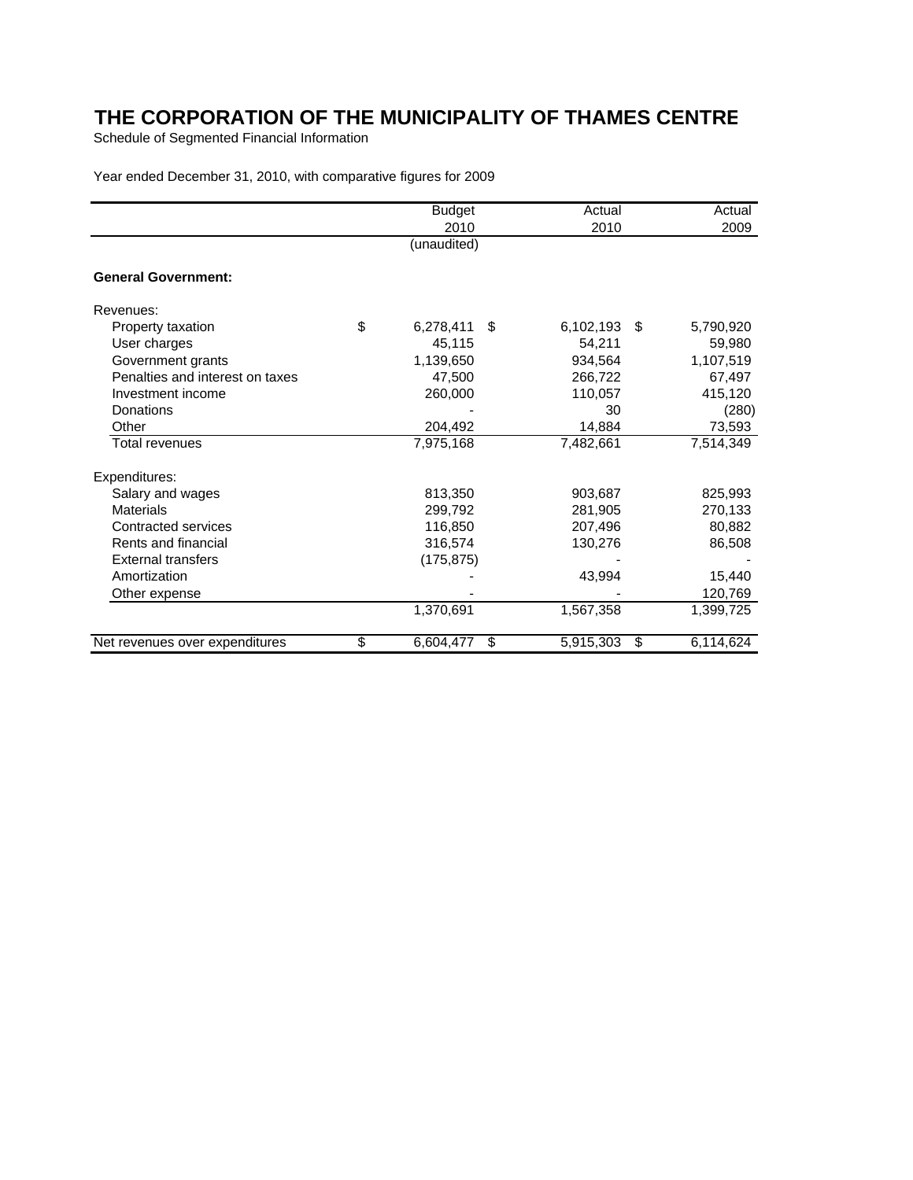# THE CORPORATION OF THE MUNICIPALITY OF THAMES CENTRE

Schedule of Segmented Financial Information

Year ended December 31, 2010, with comparative figures for 2009

| | Budget 2010 (unaudited) | Actual 2010 | Actual 2009 |
|---|---|---|---|
| **General Government:** | | | |
| Revenues: | | | |
| Property taxation | $ 6,278,411 | $ 6,102,193 | $ 5,790,920 |
| User charges | 45,115 | 54,211 | 59,980 |
| Government grants | 1,139,650 | 934,564 | 1,107,519 |
| Penalties and interest on taxes | 47,500 | 266,722 | 67,497 |
| Investment income | 260,000 | 110,057 | 415,120 |
| Donations | - | 30 | (280) |
| Other | 204,492 | 14,884 | 73,593 |
| Total revenues | 7,975,168 | 7,482,661 | 7,514,349 |
| Expenditures: | | | |
| Salary and wages | 813,350 | 903,687 | 825,993 |
| Materials | 299,792 | 281,905 | 270,133 |
| Contracted services | 116,850 | 207,496 | 80,882 |
| Rents and financial | 316,574 | 130,276 | 86,508 |
| External transfers | (175,875) | - | - |
| Amortization | - | 43,994 | 15,440 |
| Other expense | - | - | 120,769 |
| | 1,370,691 | 1,567,358 | 1,399,725 |
| Net revenues over expenditures | $ 6,604,477 | $ 5,915,303 | $ 6,114,624 |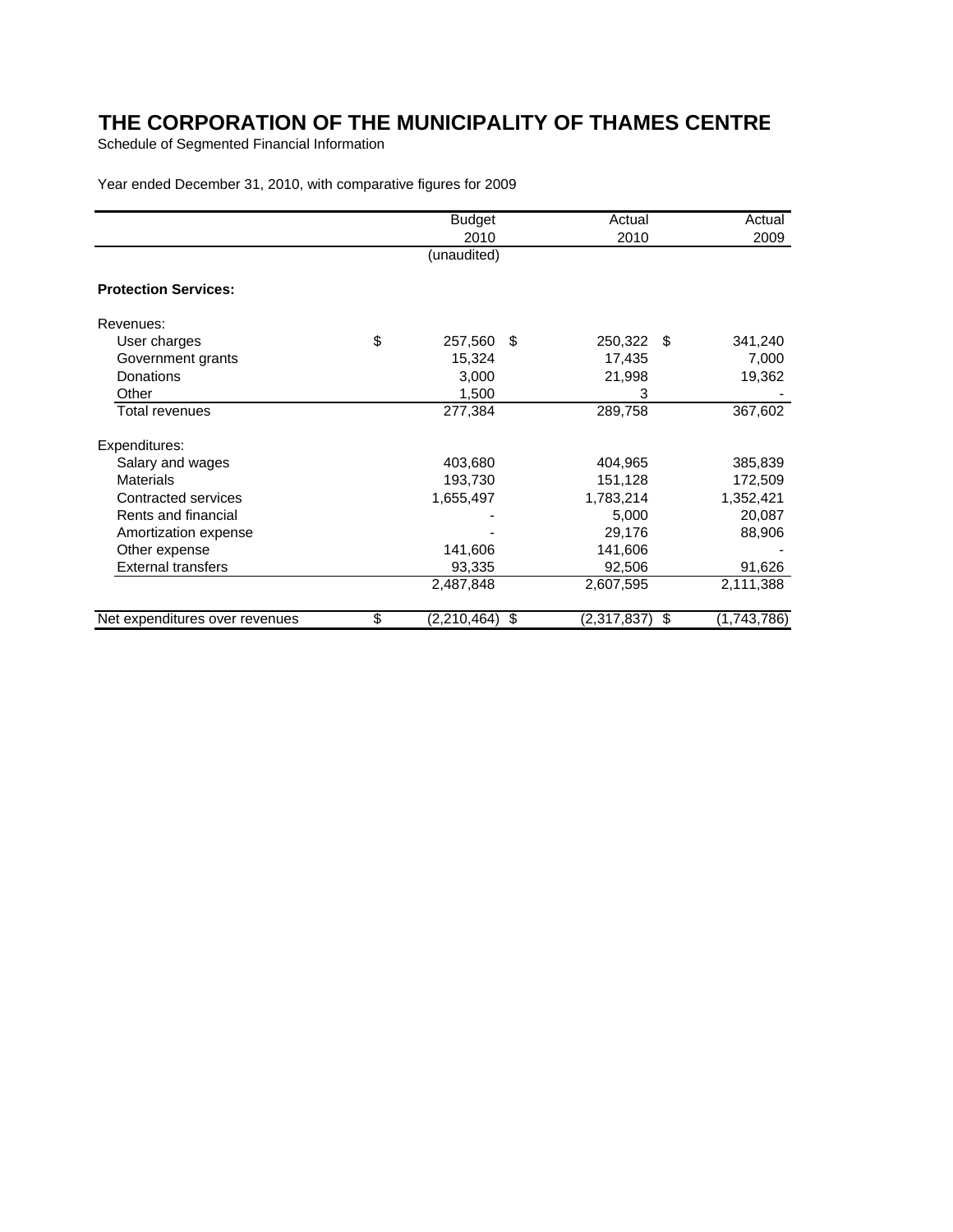# THE CORPORATION OF THE MUNICIPALITY OF THAMES CENTRE

Schedule of Segmented Financial Information

Year ended December 31, 2010, with comparative figures for 2009

| | Budget 2010 (unaudited) | Actual 2010 | Actual 2009 |
|---|---|---|---|
| **Protection Services:** | | | |
| Revenues: | | | |
| User charges | $ 257,560 | $ 250,322 | $ 341,240 |
| Government grants | 15,324 | 17,435 | 7,000 |
| Donations | 3,000 | 21,998 | 19,362 |
| Other | 1,500 | 3 | - |
| Total revenues | 277,384 | 289,758 | 367,602 |
| Expenditures: | | | |
| Salary and wages | 403,680 | 404,965 | 385,839 |
| Materials | 193,730 | 151,128 | 172,509 |
| Contracted services | 1,655,497 | 1,783,214 | 1,352,421 |
| Rents and financial | - | 5,000 | 20,087 |
| Amortization expense | - | 29,176 | 88,906 |
| Other expense | 141,606 | 141,606 | - |
| External transfers | 93,335 | 92,506 | 91,626 |
| | 2,487,848 | 2,607,595 | 2,111,388 |
| Net expenditures over revenues | $ (2,210,464) | $ (2,317,837) | $ (1,743,786) |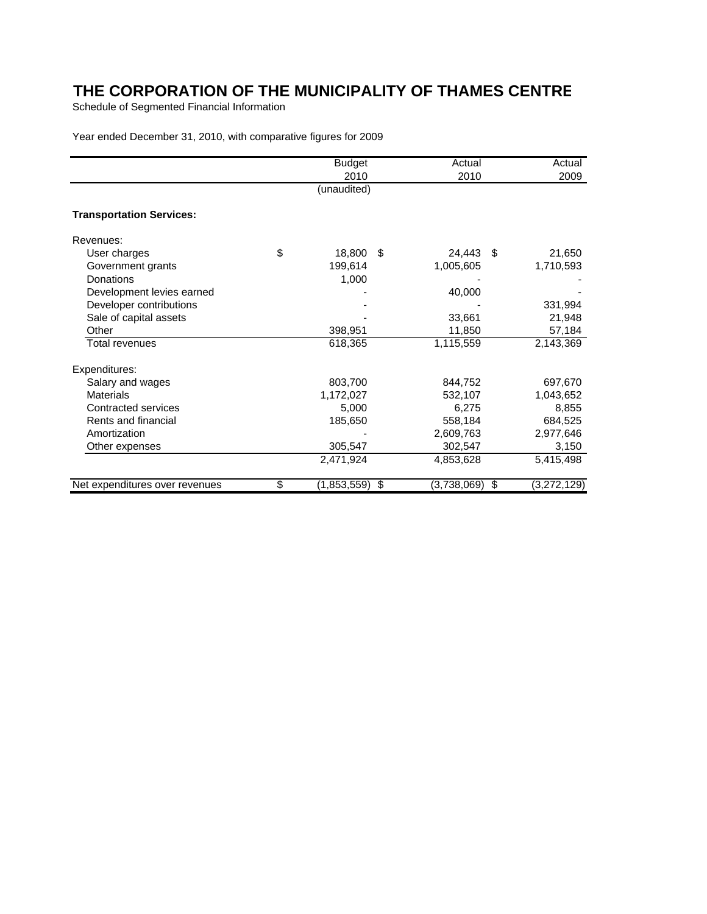# THE CORPORATION OF THE MUNICIPALITY OF THAMES CENTRE

Schedule of Segmented Financial Information

Year ended December 31, 2010, with comparative figures for 2009

| | Budget 2010 (unaudited) | Actual 2010 | Actual 2009 |
|---|---|---|---|
| **Transportation Services:** | | | |
| Revenues: | | | |
| User charges | $ 18,800 | $ 24,443 | $ 21,650 |
| Government grants | 199,614 | 1,005,605 | 1,710,593 |
| Donations | 1,000 | - | - |
| Development levies earned | - | 40,000 | - |
| Developer contributions | - | - | 331,994 |
| Sale of capital assets | - | 33,661 | 21,948 |
| Other | 398,951 | 11,850 | 57,184 |
| Total revenues | 618,365 | 1,115,559 | 2,143,369 |
| Expenditures: | | | |
| Salary and wages | 803,700 | 844,752 | 697,670 |
| Materials | 1,172,027 | 532,107 | 1,043,652 |
| Contracted services | 5,000 | 6,275 | 8,855 |
| Rents and financial | 185,650 | 558,184 | 684,525 |
| Amortization | - | 2,609,763 | 2,977,646 |
| Other expenses | 305,547 | 302,547 | 3,150 |
| | 2,471,924 | 4,853,628 | 5,415,498 |
| Net expenditures over revenues | $ (1,853,559) | $ (3,738,069) | $ (3,272,129) |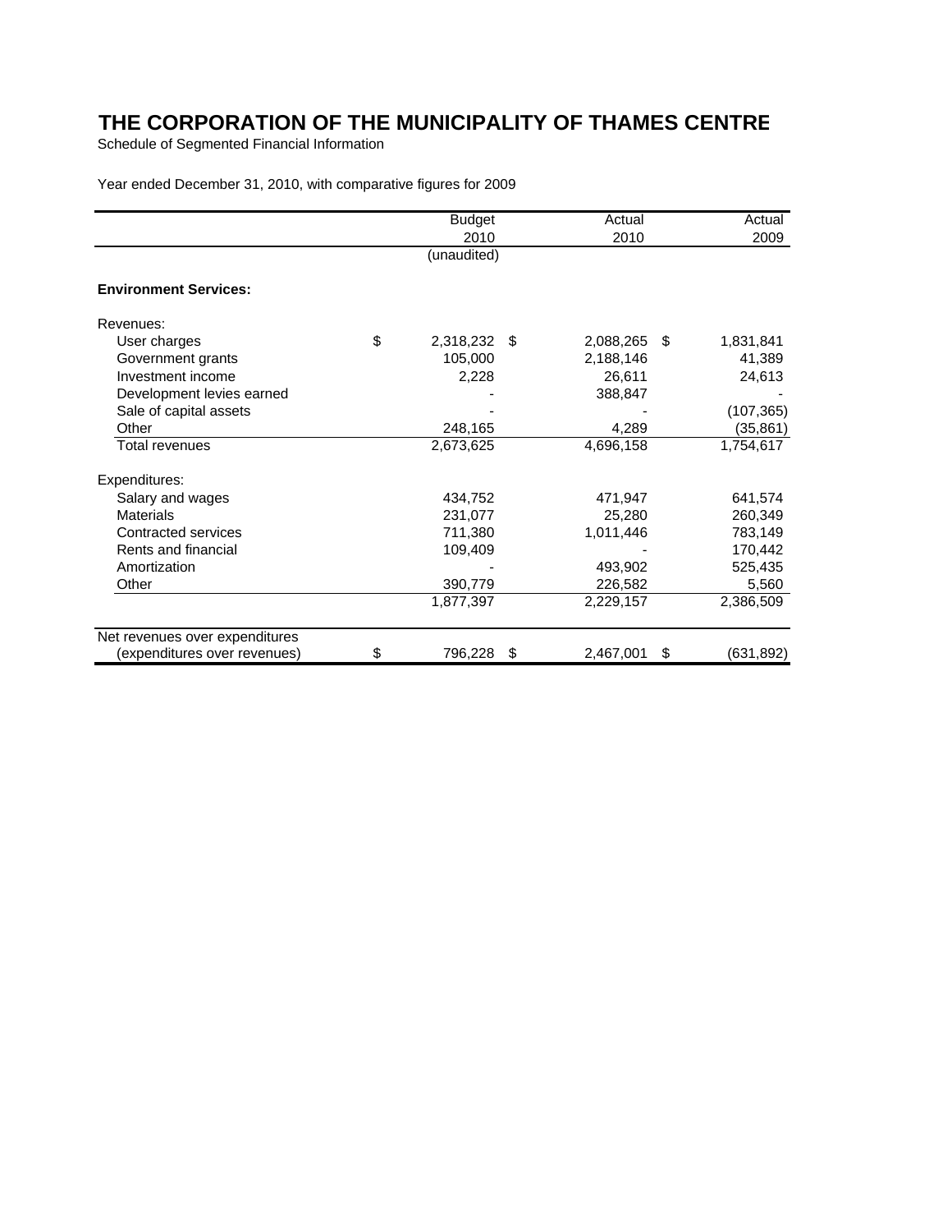# THE CORPORATION OF THE MUNICIPALITY OF THAMES CENTRE

Schedule of Segmented Financial Information

Year ended December 31, 2010, with comparative figures for 2009

| | Budget 2010 (unaudited) | Actual 2010 | Actual 2009 |
|---|---|---|---|
| **Environment Services:** | | | |
| Revenues: | | | |
| User charges | $ 2,318,232 | $ 2,088,265 | $ 1,831,841 |
| Government grants | 105,000 | 2,188,146 | 41,389 |
| Investment income | 2,228 | 26,611 | 24,613 |
| Development levies earned | - | 388,847 | - |
| Sale of capital assets | - | - | (107,365) |
| Other | 248,165 | 4,289 | (35,861) |
| Total revenues | 2,673,625 | 4,696,158 | 1,754,617 |
| Expenditures: | | | |
| Salary and wages | 434,752 | 471,947 | 641,574 |
| Materials | 231,077 | 25,280 | 260,349 |
| Contracted services | 711,380 | 1,011,446 | 783,149 |
| Rents and financial | 109,409 | - | 170,442 |
| Amortization | - | 493,902 | 525,435 |
| Other | 390,779 | 226,582 | 5,560 |
| | 1,877,397 | 2,229,157 | 2,386,509 |
| Net revenues over expenditures (expenditures over revenues) | $ 796,228 | $ 2,467,001 | $ (631,892) |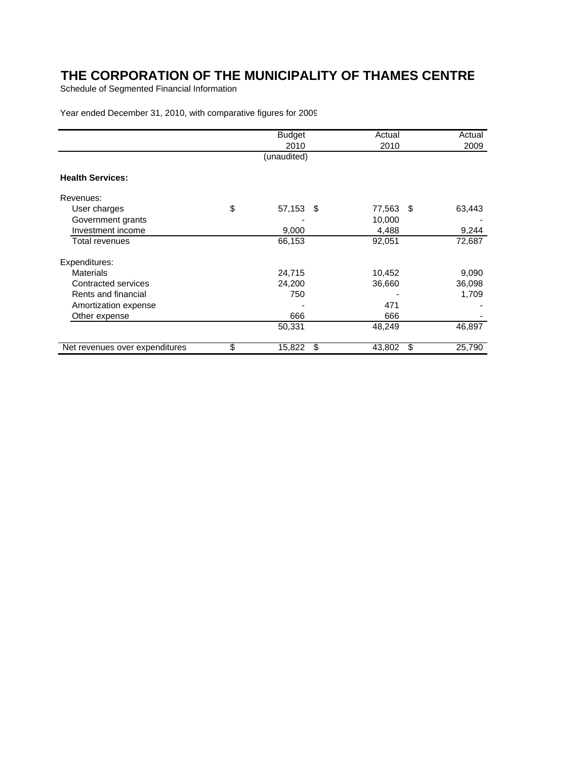# THE CORPORATION OF THE MUNICIPALITY OF THAMES CENTRE

Schedule of Segmented Financial Information

Year ended December 31, 2010, with comparative figures for 2009

| | Budget 2010 (unaudited) | Actual 2010 | Actual 2009 |
|---|---|---|---|
| **Health Services:** | | | |
| Revenues: | | | |
| User charges | $ 57,153 | $ 77,563 | $ 63,443 |
| Government grants | - | 10,000 | - |
| Investment income | 9,000 | 4,488 | 9,244 |
| Total revenues | 66,153 | 92,051 | 72,687 |
| Expenditures: | | | |
| Materials | 24,715 | 10,452 | 9,090 |
| Contracted services | 24,200 | 36,660 | 36,098 |
| Rents and financial | 750 | - | 1,709 |
| Amortization expense | - | 471 | - |
| Other expense | 666 | 666 | - |
| | 50,331 | 48,249 | 46,897 |
| Net revenues over expenditures | $ 15,822 | $ 43,802 | $ 25,790 |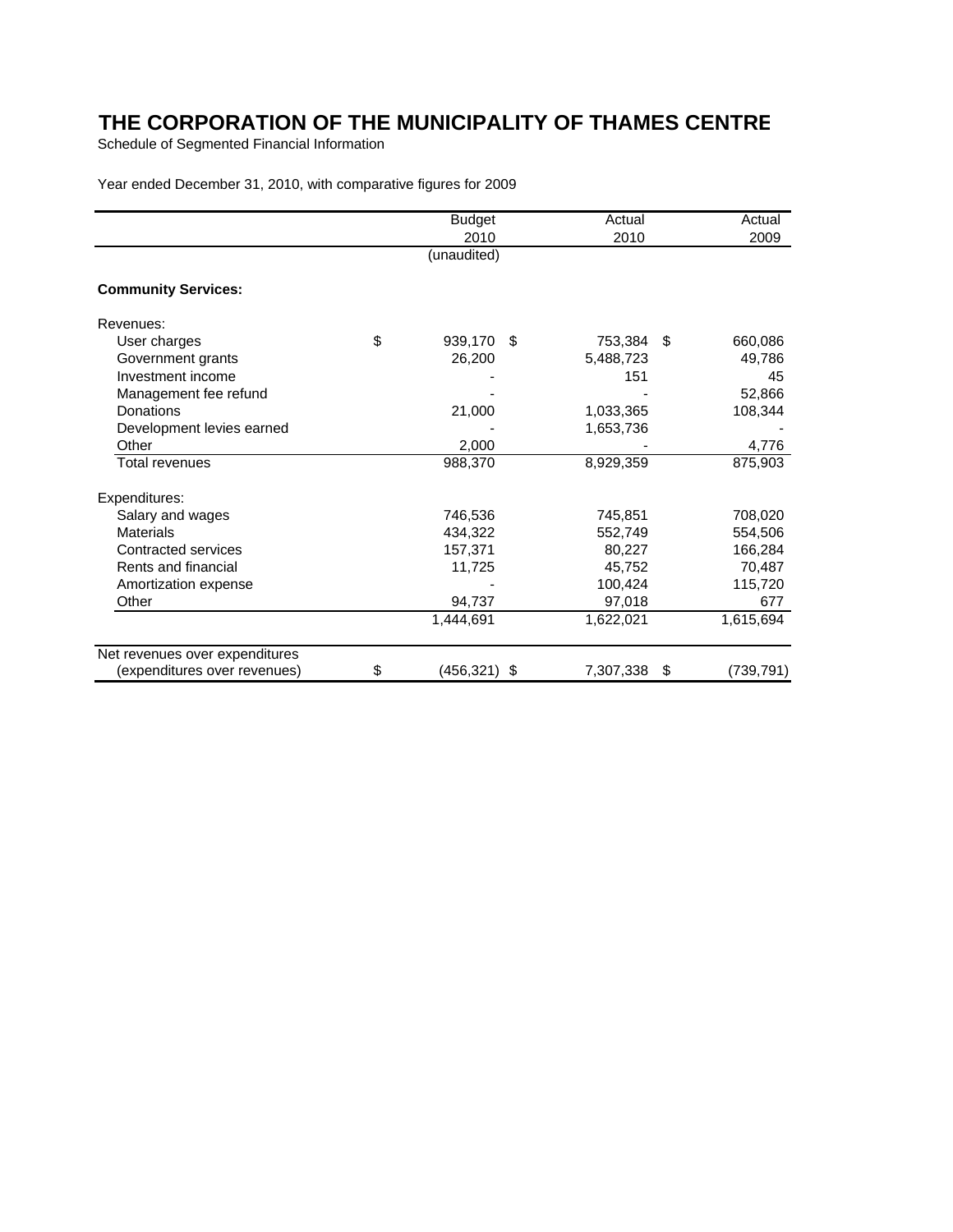# THE CORPORATION OF THE MUNICIPALITY OF THAMES CENTRE

Schedule of Segmented Financial Information

Year ended December 31, 2010, with comparative figures for 2009

| | Budget 2010 (unaudited) | Actual 2010 | Actual 2009 |
|---|---|---|---|
| **Community Services:** | | | |
| Revenues: | | | |
| User charges | $ 939,170 | $ 753,384 | $ 660,086 |
| Government grants | 26,200 | 5,488,723 | 49,786 |
| Investment income | - | 151 | 45 |
| Management fee refund | - | - | 52,866 |
| Donations | 21,000 | 1,033,365 | 108,344 |
| Development levies earned | - | 1,653,736 | - |
| Other | 2,000 | - | 4,776 |
| Total revenues | 988,370 | 8,929,359 | 875,903 |
| Expenditures: | | | |
| Salary and wages | 746,536 | 745,851 | 708,020 |
| Materials | 434,322 | 552,749 | 554,506 |
| Contracted services | 157,371 | 80,227 | 166,284 |
| Rents and financial | 11,725 | 45,752 | 70,487 |
| Amortization expense | - | 100,424 | 115,720 |
| Other | 94,737 | 97,018 | 677 |
| | 1,444,691 | 1,622,021 | 1,615,694 |
| Net revenues over expenditures (expenditures over revenues) | $ (456,321) | $ 7,307,338 | $ (739,791) |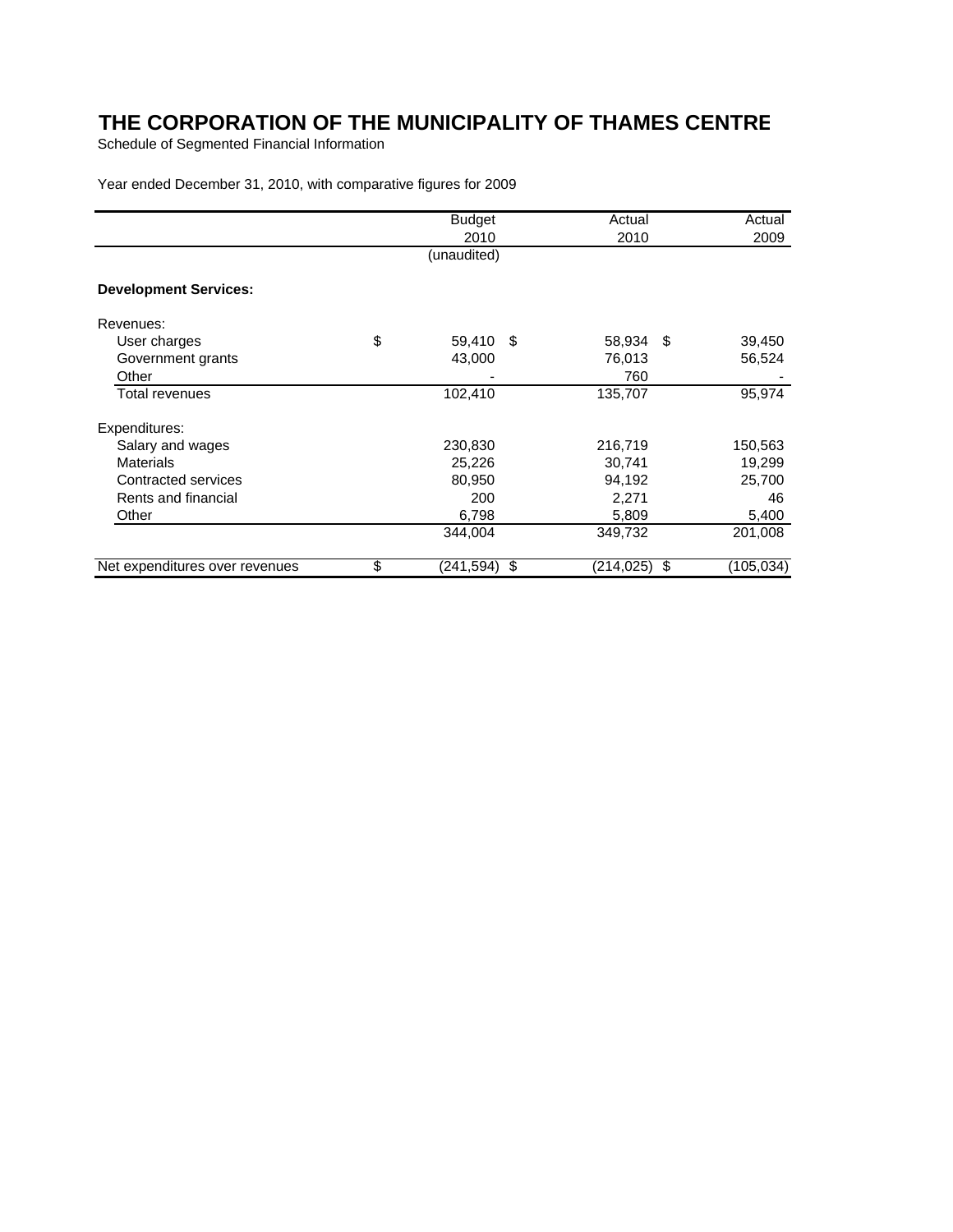# THE CORPORATION OF THE MUNICIPALITY OF THAMES CENTRE

Schedule of Segmented Financial Information

Year ended December 31, 2010, with comparative figures for 2009

| | Budget 2010 (unaudited) | Actual 2010 | Actual 2009 |
|---|---|---|---|
| **Development Services:** | | | |
| Revenues: | | | |
| User charges | $ 59,410 | $ 58,934 | $ 39,450 |
| Government grants | 43,000 | 76,013 | 56,524 |
| Other | - | 760 | - |
| Total revenues | 102,410 | 135,707 | 95,974 |
| Expenditures: | | | |
| Salary and wages | 230,830 | 216,719 | 150,563 |
| Materials | 25,226 | 30,741 | 19,299 |
| Contracted services | 80,950 | 94,192 | 25,700 |
| Rents and financial | 200 | 2,271 | 46 |
| Other | 6,798 | 5,809 | 5,400 |
| | 344,004 | 349,732 | 201,008 |
| Net expenditures over revenues | $ (241,594) | $ (214,025) | $ (105,034) |